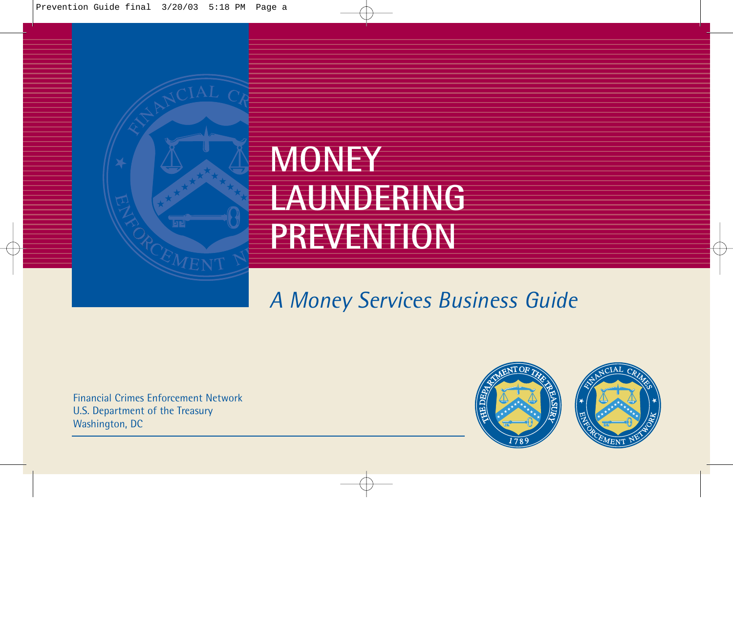# MONEY LAUNDERING PREVENTION

*A Money Services Business Guide*

Financial Crimes Enforcement Network
U.S. Department of the Treasury
Washington, DC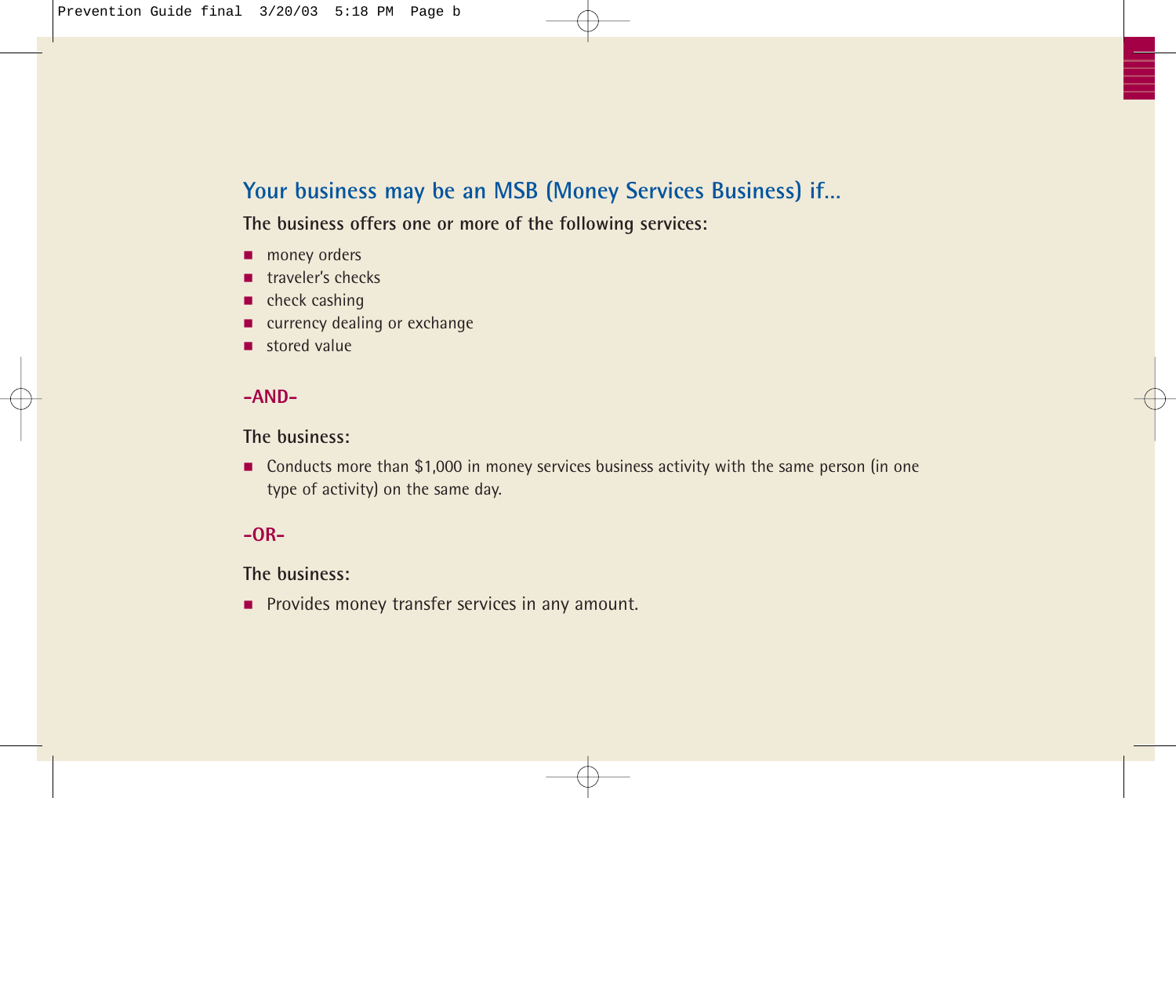## Your business may be an MSB (Money Services Business) if...

**The business offers one or more of the following services:**

- money orders
- traveler's checks
- check cashing
- currency dealing or exchange
- stored value

**-AND-**

**The business:**

- Conducts more than $1,000 in money services business activity with the same person (in one type of activity) on the same day.

**-OR-**

**The business:**

- Provides money transfer services in any amount.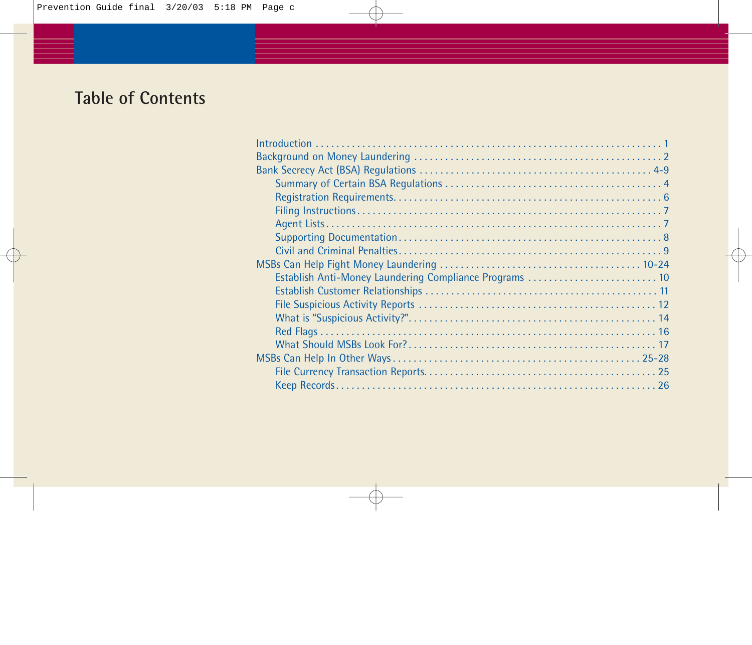# Table of Contents

- Introduction . . . . . . . . . . . . . . . . . . . . . . . . . . . . . . . . . . . . . . . . . . . . . . . . . . . . . . . . . . . . . . 1
- Background on Money Laundering . . . . . . . . . . . . . . . . . . . . . . . . . . . . . . . . . . . . . . . . . . . . . . 2
- Bank Secrecy Act (BSA) Regulations . . . . . . . . . . . . . . . . . . . . . . . . . . . . . . . . . . . . . . . . . . . 4-9
  - Summary of Certain BSA Regulations . . . . . . . . . . . . . . . . . . . . . . . . . . . . . . . . . . . . . . . . 4
  - Registration Requirements. . . . . . . . . . . . . . . . . . . . . . . . . . . . . . . . . . . . . . . . . . . . . . . . . . 6
  - Filing Instructions . . . . . . . . . . . . . . . . . . . . . . . . . . . . . . . . . . . . . . . . . . . . . . . . . . . . . . . . . 7
  - Agent Lists . . . . . . . . . . . . . . . . . . . . . . . . . . . . . . . . . . . . . . . . . . . . . . . . . . . . . . . . . . . . . . . 7
  - Supporting Documentation . . . . . . . . . . . . . . . . . . . . . . . . . . . . . . . . . . . . . . . . . . . . . . . . . . 8
  - Civil and Criminal Penalties . . . . . . . . . . . . . . . . . . . . . . . . . . . . . . . . . . . . . . . . . . . . . . . . . 9
- MSBs Can Help Fight Money Laundering . . . . . . . . . . . . . . . . . . . . . . . . . . . . . . . . . . . . . 10-24
  - Establish Anti-Money Laundering Compliance Programs . . . . . . . . . . . . . . . . . . . . . . . . . 10
  - Establish Customer Relationships . . . . . . . . . . . . . . . . . . . . . . . . . . . . . . . . . . . . . . . . . . . 11
  - File Suspicious Activity Reports . . . . . . . . . . . . . . . . . . . . . . . . . . . . . . . . . . . . . . . . . . . . 12
  - What is "Suspicious Activity?". . . . . . . . . . . . . . . . . . . . . . . . . . . . . . . . . . . . . . . . . . . . . . 14
  - Red Flags . . . . . . . . . . . . . . . . . . . . . . . . . . . . . . . . . . . . . . . . . . . . . . . . . . . . . . . . . . . . . . . 16
  - What Should MSBs Look For? . . . . . . . . . . . . . . . . . . . . . . . . . . . . . . . . . . . . . . . . . . . . . . 17
- MSBs Can Help In Other Ways . . . . . . . . . . . . . . . . . . . . . . . . . . . . . . . . . . . . . . . . . . . . . . 25-28
  - File Currency Transaction Reports. . . . . . . . . . . . . . . . . . . . . . . . . . . . . . . . . . . . . . . . . . . 25
  - Keep Records . . . . . . . . . . . . . . . . . . . . . . . . . . . . . . . . . . . . . . . . . . . . . . . . . . . . . . . . . . . . 26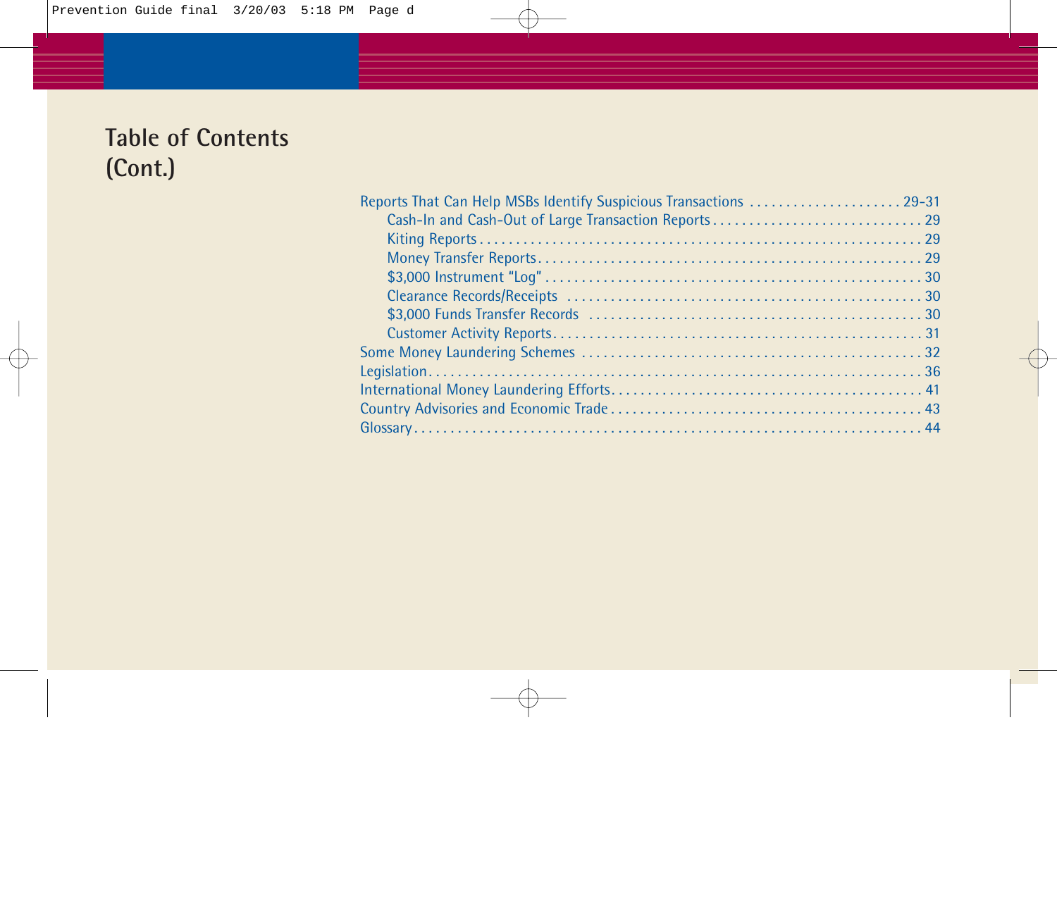# Table of Contents (Cont.)

- Reports That Can Help MSBs Identify Suspicious Transactions . . . . . 29-31
  - Cash-In and Cash-Out of Large Transaction Reports . . . . . 29
  - Kiting Reports . . . . . 29
  - Money Transfer Reports . . . . . 29
  - $3,000 Instrument "Log" . . . . . 30
  - Clearance Records/Receipts . . . . . 30
  - $3,000 Funds Transfer Records . . . . . 30
  - Customer Activity Reports . . . . . 31
- Some Money Laundering Schemes . . . . . 32
- Legislation . . . . . 36
- International Money Laundering Efforts . . . . . 41
- Country Advisories and Economic Trade . . . . . 43
- Glossary . . . . . 44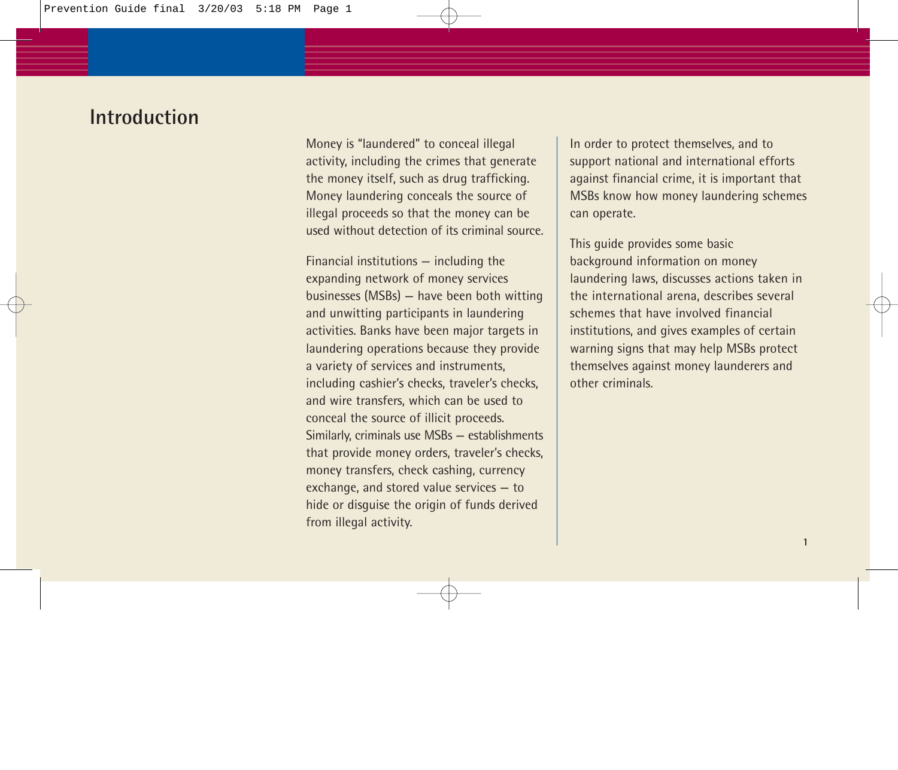# Introduction

Money is "laundered" to conceal illegal activity, including the crimes that generate the money itself, such as drug trafficking. Money laundering conceals the source of illegal proceeds so that the money can be used without detection of its criminal source.

Financial institutions — including the expanding network of money services businesses (MSBs) — have been both witting and unwitting participants in laundering activities. Banks have been major targets in laundering operations because they provide a variety of services and instruments, including cashier's checks, traveler's checks, and wire transfers, which can be used to conceal the source of illicit proceeds. Similarly, criminals use MSBs — establishments that provide money orders, traveler's checks, money transfers, check cashing, currency exchange, and stored value services — to hide or disguise the origin of funds derived from illegal activity.

In order to protect themselves, and to support national and international efforts against financial crime, it is important that MSBs know how money laundering schemes can operate.

This guide provides some basic background information on money laundering laws, discusses actions taken in the international arena, describes several schemes that have involved financial institutions, and gives examples of certain warning signs that may help MSBs protect themselves against money launderers and other criminals.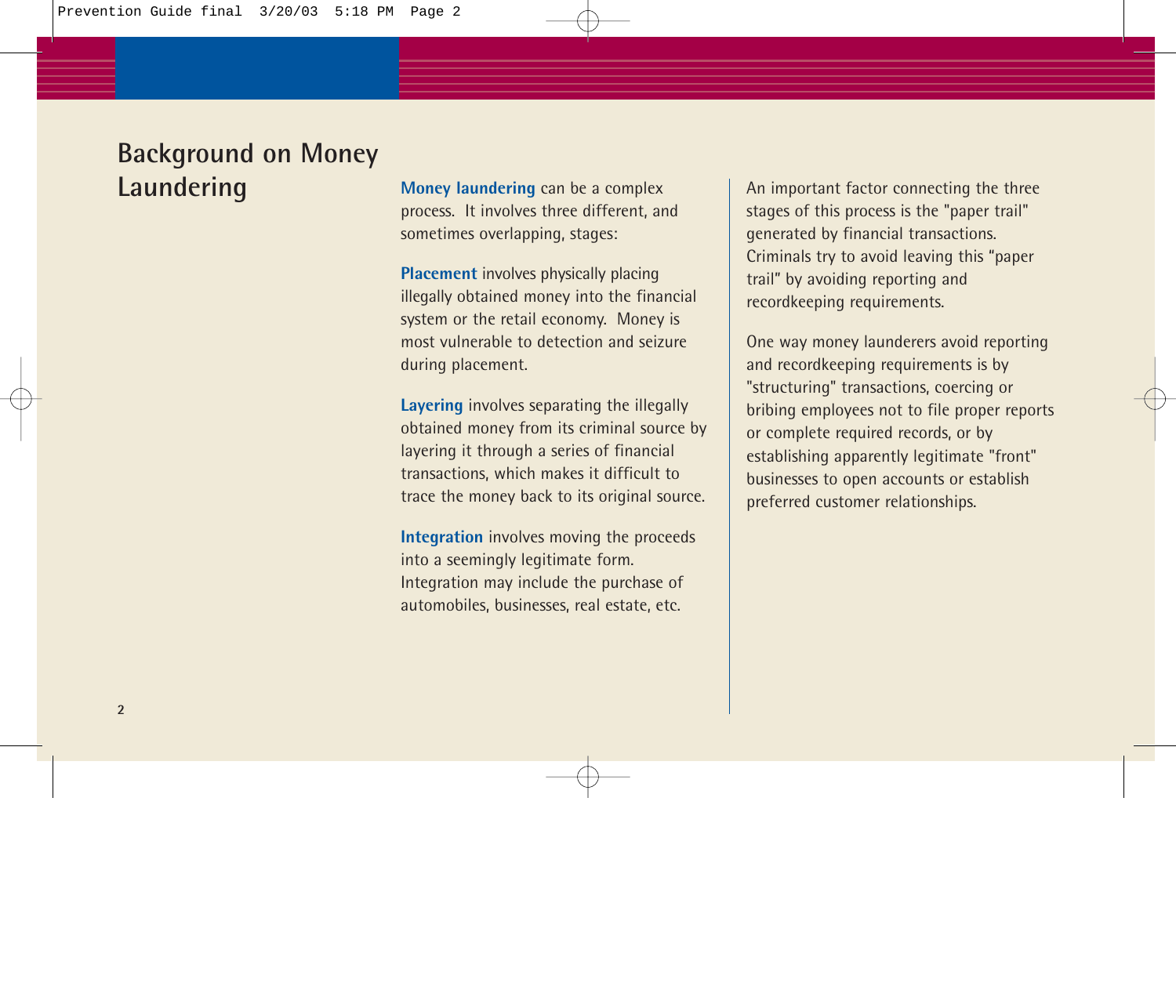## Background on Money Laundering

**Money laundering** can be a complex process. It involves three different, and sometimes overlapping, stages:

**Placement** involves physically placing illegally obtained money into the financial system or the retail economy. Money is most vulnerable to detection and seizure during placement.

**Layering** involves separating the illegally obtained money from its criminal source by layering it through a series of financial transactions, which makes it difficult to trace the money back to its original source.

**Integration** involves moving the proceeds into a seemingly legitimate form. Integration may include the purchase of automobiles, businesses, real estate, etc.

An important factor connecting the three stages of this process is the "paper trail" generated by financial transactions. Criminals try to avoid leaving this "paper trail" by avoiding reporting and recordkeeping requirements.

One way money launderers avoid reporting and recordkeeping requirements is by "structuring" transactions, coercing or bribing employees not to file proper reports or complete required records, or by establishing apparently legitimate "front" businesses to open accounts or establish preferred customer relationships.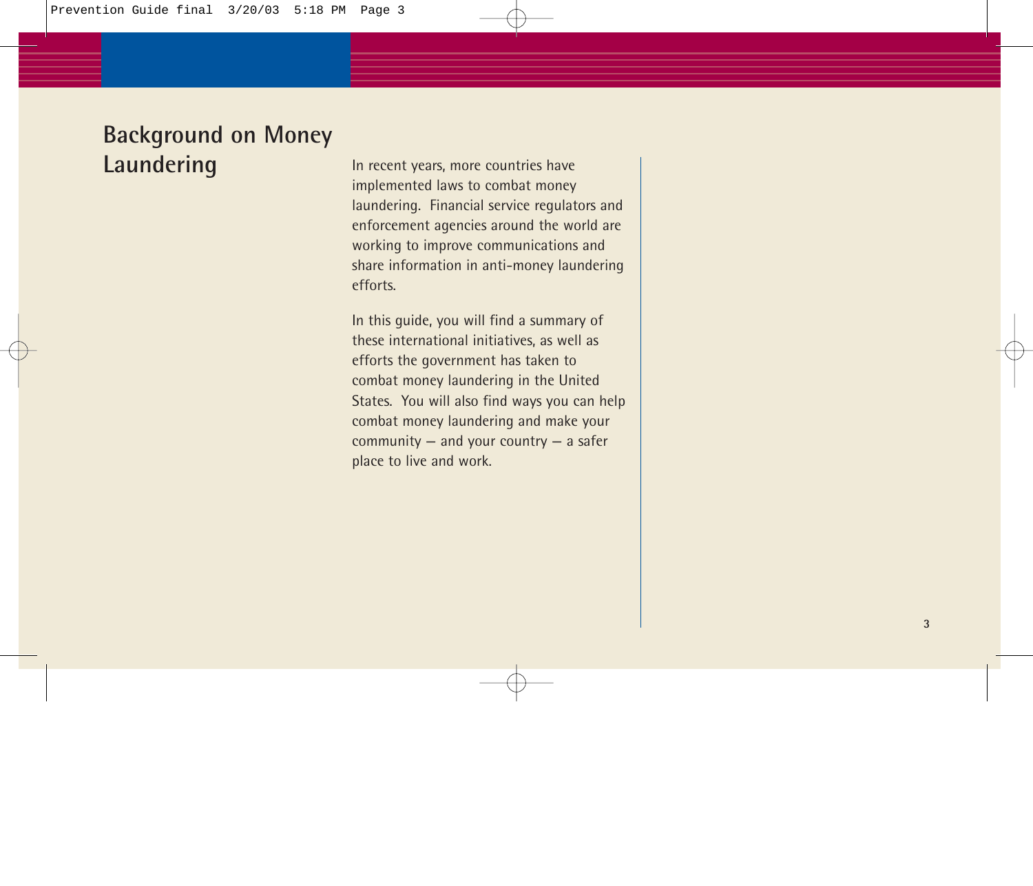# Background on Money Laundering

In recent years, more countries have implemented laws to combat money laundering. Financial service regulators and enforcement agencies around the world are working to improve communications and share information in anti-money laundering efforts.

In this guide, you will find a summary of these international initiatives, as well as efforts the government has taken to combat money laundering in the United States. You will also find ways you can help combat money laundering and make your community – and your country – a safer place to live and work.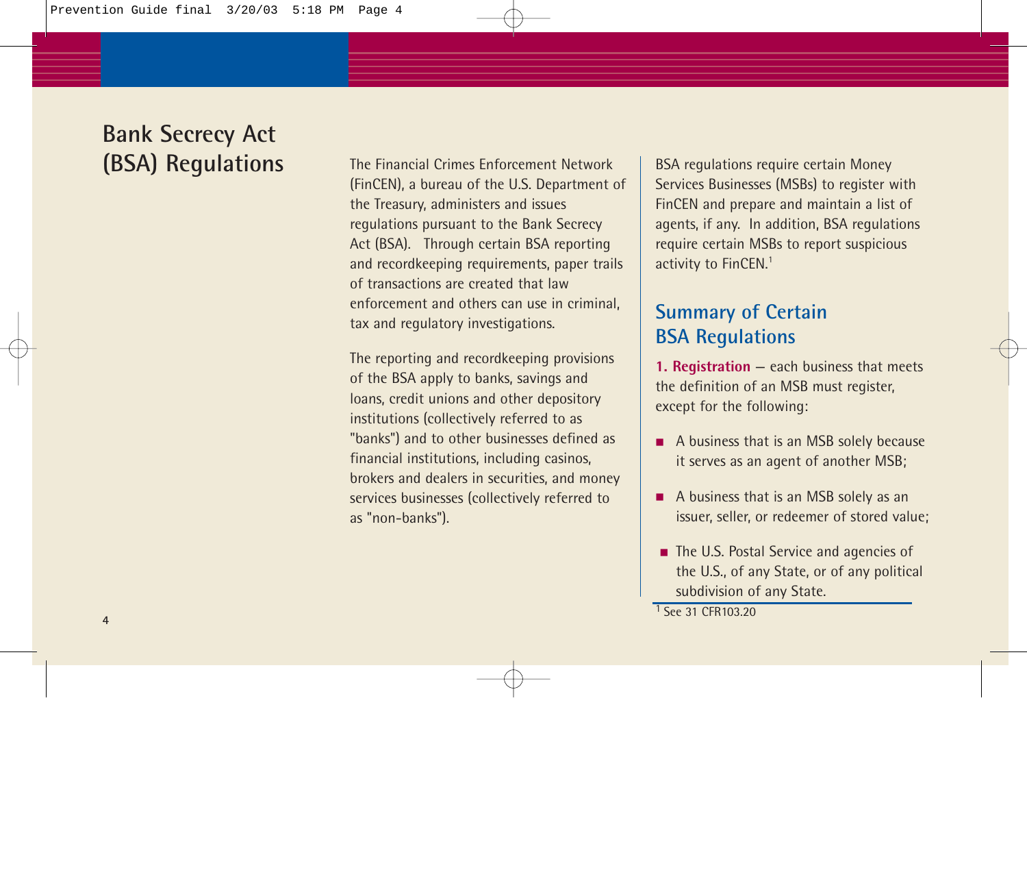# Bank Secrecy Act (BSA) Regulations

The Financial Crimes Enforcement Network (FinCEN), a bureau of the U.S. Department of the Treasury, administers and issues regulations pursuant to the Bank Secrecy Act (BSA). Through certain BSA reporting and recordkeeping requirements, paper trails of transactions are created that law enforcement and others can use in criminal, tax and regulatory investigations.

The reporting and recordkeeping provisions of the BSA apply to banks, savings and loans, credit unions and other depository institutions (collectively referred to as "banks") and to other businesses defined as financial institutions, including casinos, brokers and dealers in securities, and money services businesses (collectively referred to as "non-banks").

BSA regulations require certain Money Services Businesses (MSBs) to register with FinCEN and prepare and maintain a list of agents, if any. In addition, BSA regulations require certain MSBs to report suspicious activity to FinCEN.[1]

## Summary of Certain BSA Regulations

**1. Registration** – each business that meets the definition of an MSB must register, except for the following:

- A business that is an MSB solely because it serves as an agent of another MSB;
- A business that is an MSB solely as an issuer, seller, or redeemer of stored value;
- The U.S. Postal Service and agencies of the U.S., of any State, or of any political subdivision of any State.

[1] See 31 CFR103.20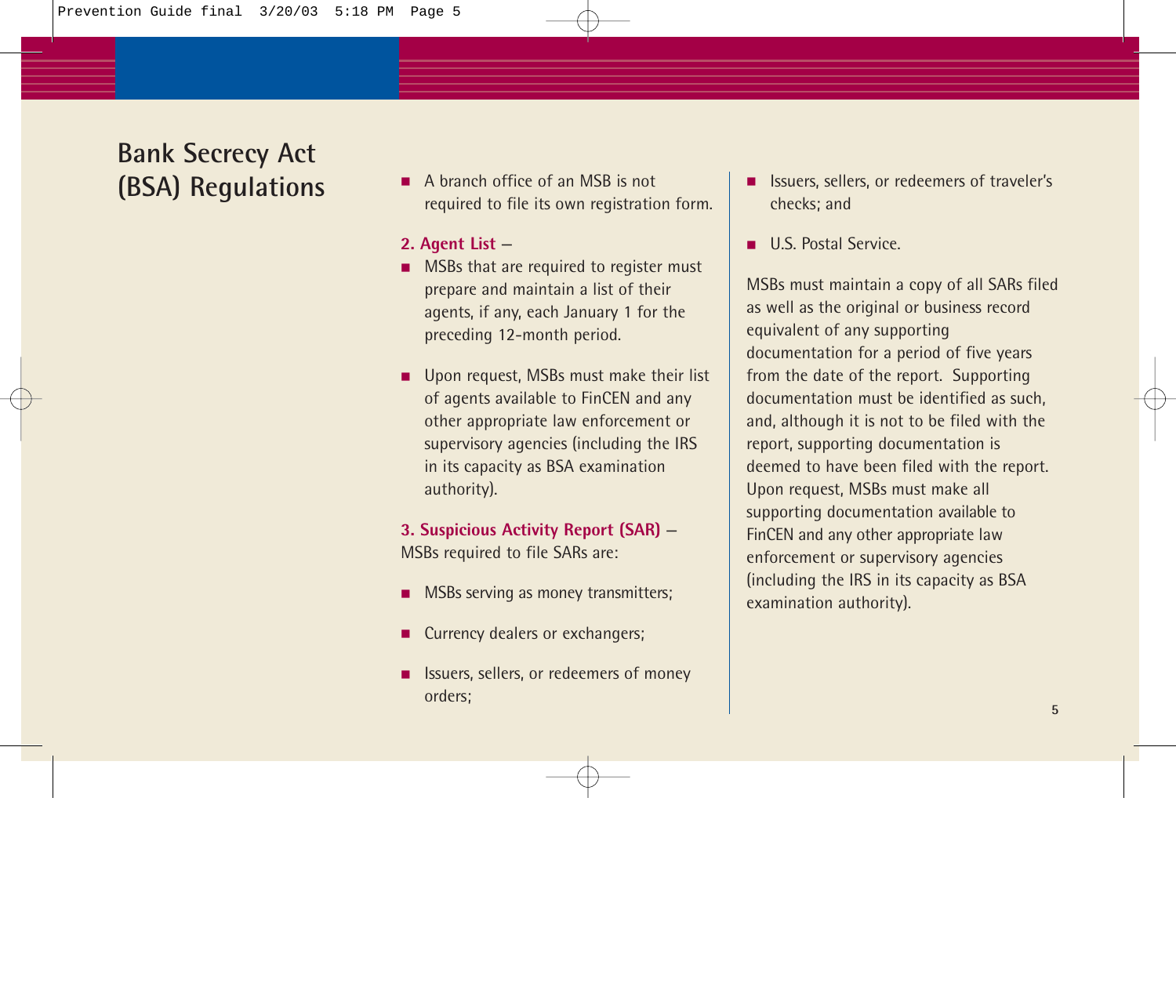# Bank Secrecy Act (BSA) Regulations

- A branch office of an MSB is not required to file its own registration form.

**2. Agent List** –

- MSBs that are required to register must prepare and maintain a list of their agents, if any, each January 1 for the preceding 12-month period.

- Upon request, MSBs must make their list of agents available to FinCEN and any other appropriate law enforcement or supervisory agencies (including the IRS in its capacity as BSA examination authority).

**3. Suspicious Activity Report (SAR)** – MSBs required to file SARs are:

- MSBs serving as money transmitters;

- Currency dealers or exchangers;

- Issuers, sellers, or redeemers of money orders;

- Issuers, sellers, or redeemers of traveler's checks; and

- U.S. Postal Service.

MSBs must maintain a copy of all SARs filed as well as the original or business record equivalent of any supporting documentation for a period of five years from the date of the report. Supporting documentation must be identified as such, and, although it is not to be filed with the report, supporting documentation is deemed to have been filed with the report. Upon request, MSBs must make all supporting documentation available to FinCEN and any other appropriate law enforcement or supervisory agencies (including the IRS in its capacity as BSA examination authority).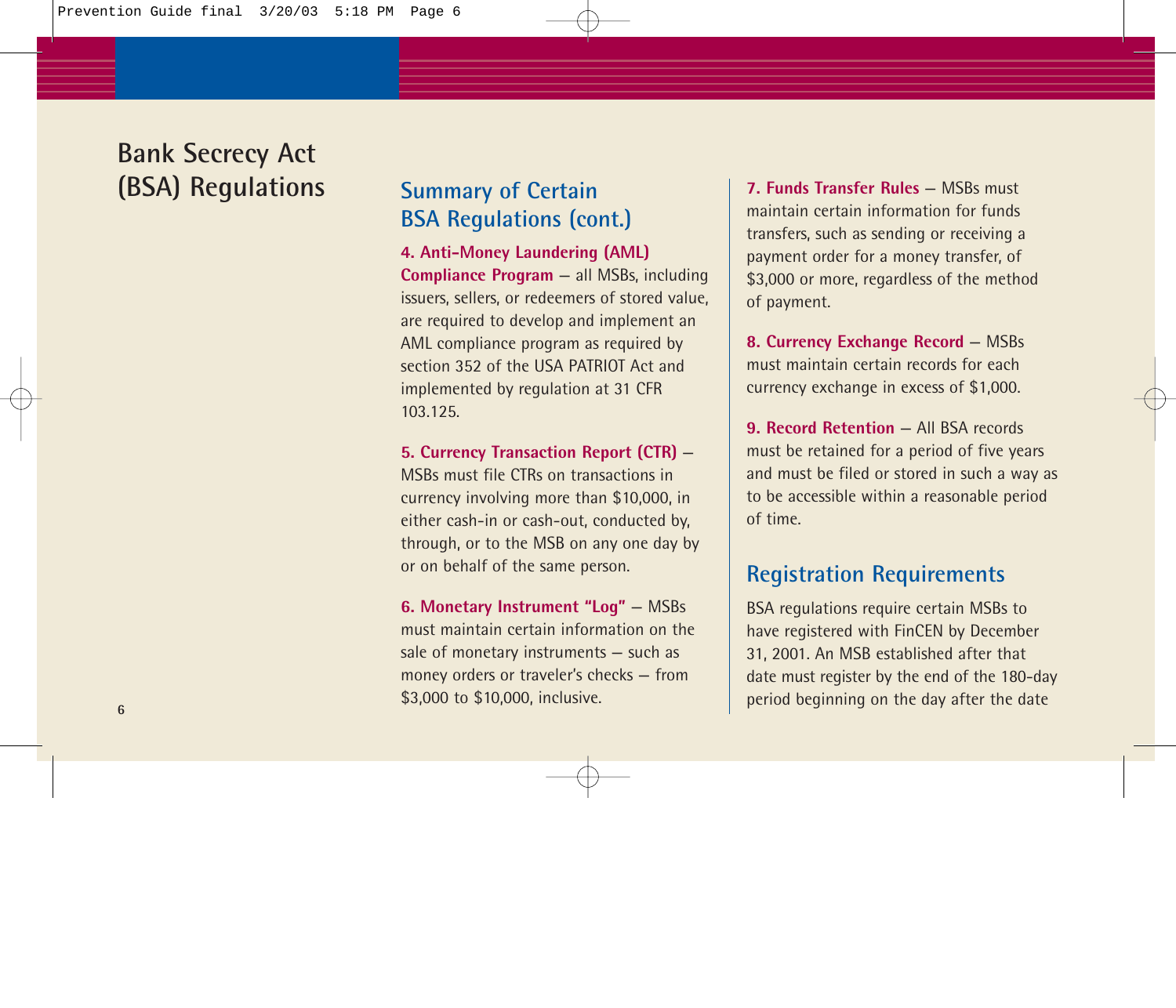# Bank Secrecy Act (BSA) Regulations

## Summary of Certain BSA Regulations (cont.)

**4. Anti-Money Laundering (AML) Compliance Program** — all MSBs, including issuers, sellers, or redeemers of stored value, are required to develop and implement an AML compliance program as required by section 352 of the USA PATRIOT Act and implemented by regulation at 31 CFR 103.125.

**5. Currency Transaction Report (CTR)** — MSBs must file CTRs on transactions in currency involving more than $10,000, in either cash-in or cash-out, conducted by, through, or to the MSB on any one day by or on behalf of the same person.

**6. Monetary Instrument "Log"** — MSBs must maintain certain information on the sale of monetary instruments — such as money orders or traveler's checks — from $3,000 to $10,000, inclusive.

**7. Funds Transfer Rules** — MSBs must maintain certain information for funds transfers, such as sending or receiving a payment order for a money transfer, of $3,000 or more, regardless of the method of payment.

**8. Currency Exchange Record** — MSBs must maintain certain records for each currency exchange in excess of $1,000.

**9. Record Retention** — All BSA records must be retained for a period of five years and must be filed or stored in such a way as to be accessible within a reasonable period of time.

## Registration Requirements

BSA regulations require certain MSBs to have registered with FinCEN by December 31, 2001. An MSB established after that date must register by the end of the 180-day period beginning on the day after the date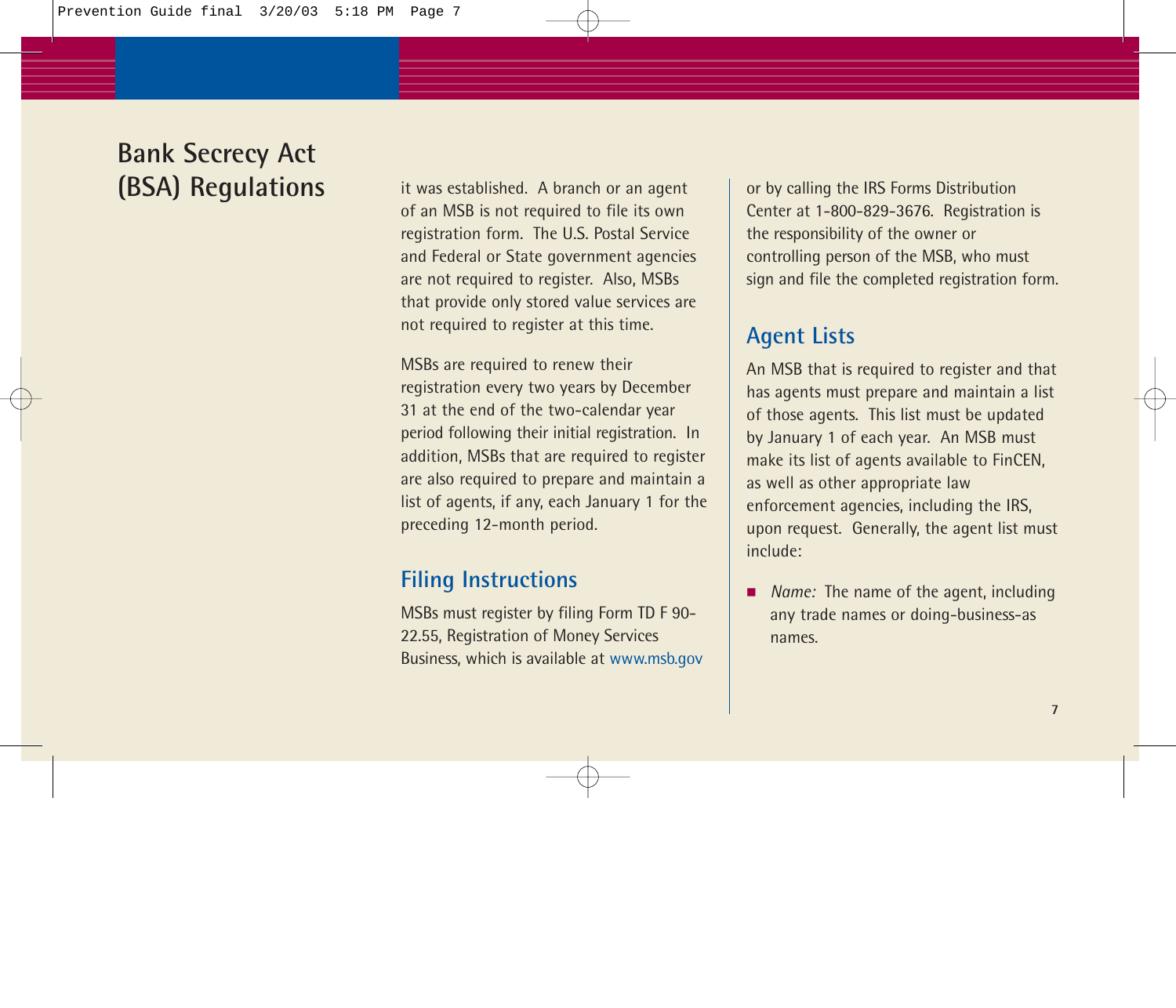# Bank Secrecy Act (BSA) Regulations

it was established. A branch or an agent of an MSB is not required to file its own registration form. The U.S. Postal Service and Federal or State government agencies are not required to register. Also, MSBs that provide only stored value services are not required to register at this time.

MSBs are required to renew their registration every two years by December 31 at the end of the two-calendar year period following their initial registration. In addition, MSBs that are required to register are also required to prepare and maintain a list of agents, if any, each January 1 for the preceding 12-month period.

## Filing Instructions

MSBs must register by filing Form TD F 90-22.55, Registration of Money Services Business, which is available at www.msb.gov or by calling the IRS Forms Distribution Center at 1-800-829-3676. Registration is the responsibility of the owner or controlling person of the MSB, who must sign and file the completed registration form.

## Agent Lists

An MSB that is required to register and that has agents must prepare and maintain a list of those agents. This list must be updated by January 1 of each year. An MSB must make its list of agents available to FinCEN, as well as other appropriate law enforcement agencies, including the IRS, upon request. Generally, the agent list must include:

- *Name:* The name of the agent, including any trade names or doing-business-as names.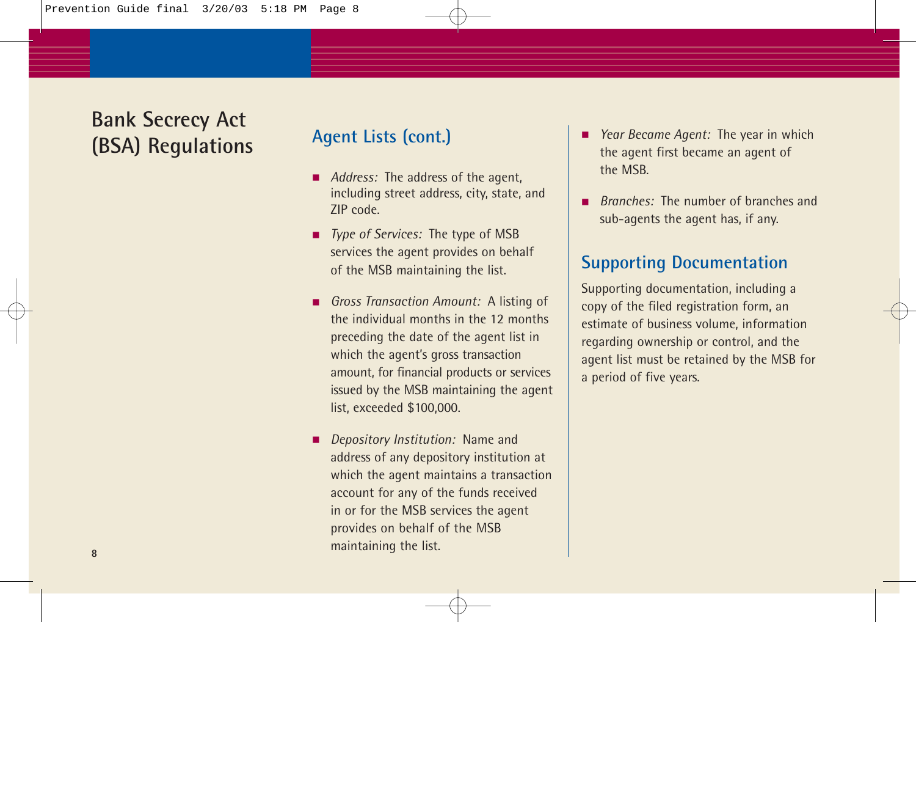# Bank Secrecy Act (BSA) Regulations

## Agent Lists (cont.)

- *Address:* The address of the agent, including street address, city, state, and ZIP code.
- *Type of Services:* The type of MSB services the agent provides on behalf of the MSB maintaining the list.
- *Gross Transaction Amount:* A listing of the individual months in the 12 months preceding the date of the agent list in which the agent's gross transaction amount, for financial products or services issued by the MSB maintaining the agent list, exceeded $100,000.
- *Depository Institution:* Name and address of any depository institution at which the agent maintains a transaction account for any of the funds received in or for the MSB services the agent provides on behalf of the MSB maintaining the list.
- *Year Became Agent:* The year in which the agent first became an agent of the MSB.
- *Branches:* The number of branches and sub-agents the agent has, if any.

## Supporting Documentation

Supporting documentation, including a copy of the filed registration form, an estimate of business volume, information regarding ownership or control, and the agent list must be retained by the MSB for a period of five years.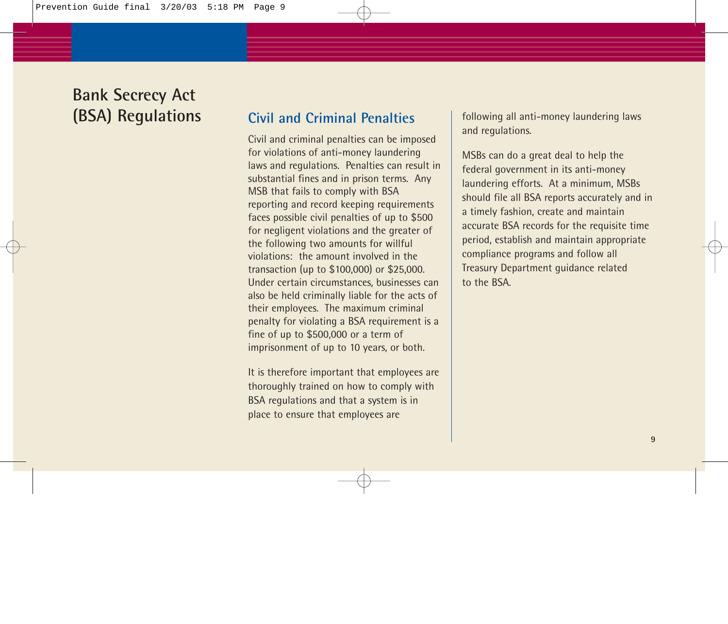# Bank Secrecy Act (BSA) Regulations

## Civil and Criminal Penalties

Civil and criminal penalties can be imposed for violations of anti-money laundering laws and regulations. Penalties can result in substantial fines and in prison terms. Any MSB that fails to comply with BSA reporting and record keeping requirements faces possible civil penalties of up to $500 for negligent violations and the greater of the following two amounts for willful violations: the amount involved in the transaction (up to $100,000) or $25,000. Under certain circumstances, businesses can also be held criminally liable for the acts of their employees. The maximum criminal penalty for violating a BSA requirement is a fine of up to $500,000 or a term of imprisonment of up to 10 years, or both.

It is therefore important that employees are thoroughly trained on how to comply with BSA regulations and that a system is in place to ensure that employees are following all anti-money laundering laws and regulations.

MSBs can do a great deal to help the federal government in its anti-money laundering efforts. At a minimum, MSBs should file all BSA reports accurately and in a timely fashion, create and maintain accurate BSA records for the requisite time period, establish and maintain appropriate compliance programs and follow all Treasury Department guidance related to the BSA.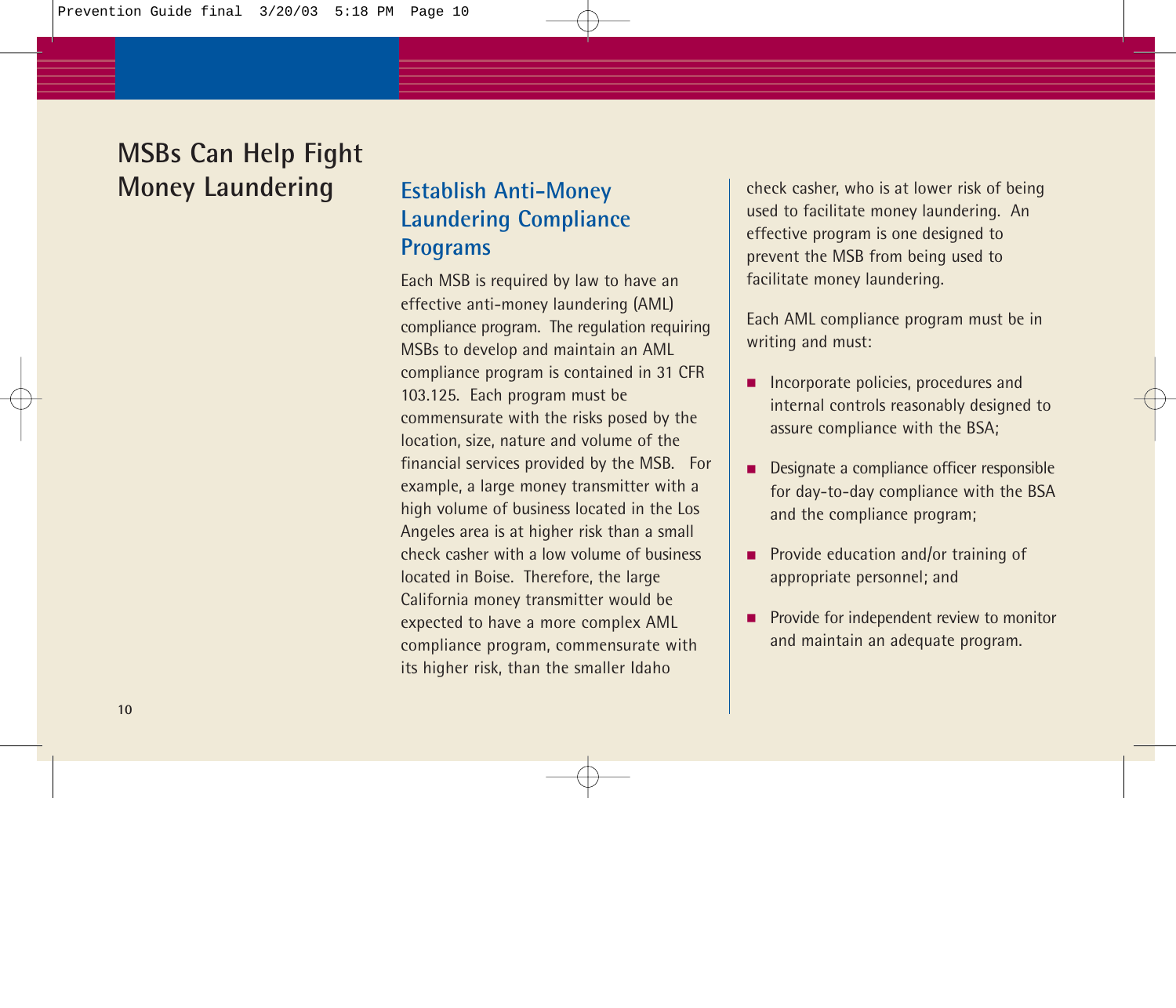# MSBs Can Help Fight Money Laundering

## Establish Anti-Money Laundering Compliance Programs

Each MSB is required by law to have an effective anti-money laundering (AML) compliance program. The regulation requiring MSBs to develop and maintain an AML compliance program is contained in 31 CFR 103.125. Each program must be commensurate with the risks posed by the location, size, nature and volume of the financial services provided by the MSB. For example, a large money transmitter with a high volume of business located in the Los Angeles area is at higher risk than a small check casher with a low volume of business located in Boise. Therefore, the large California money transmitter would be expected to have a more complex AML compliance program, commensurate with its higher risk, than the smaller Idaho check casher, who is at lower risk of being used to facilitate money laundering. An effective program is one designed to prevent the MSB from being used to facilitate money laundering.

Each AML compliance program must be in writing and must:

- Incorporate policies, procedures and internal controls reasonably designed to assure compliance with the BSA;
- Designate a compliance officer responsible for day-to-day compliance with the BSA and the compliance program;
- Provide education and/or training of appropriate personnel; and
- Provide for independent review to monitor and maintain an adequate program.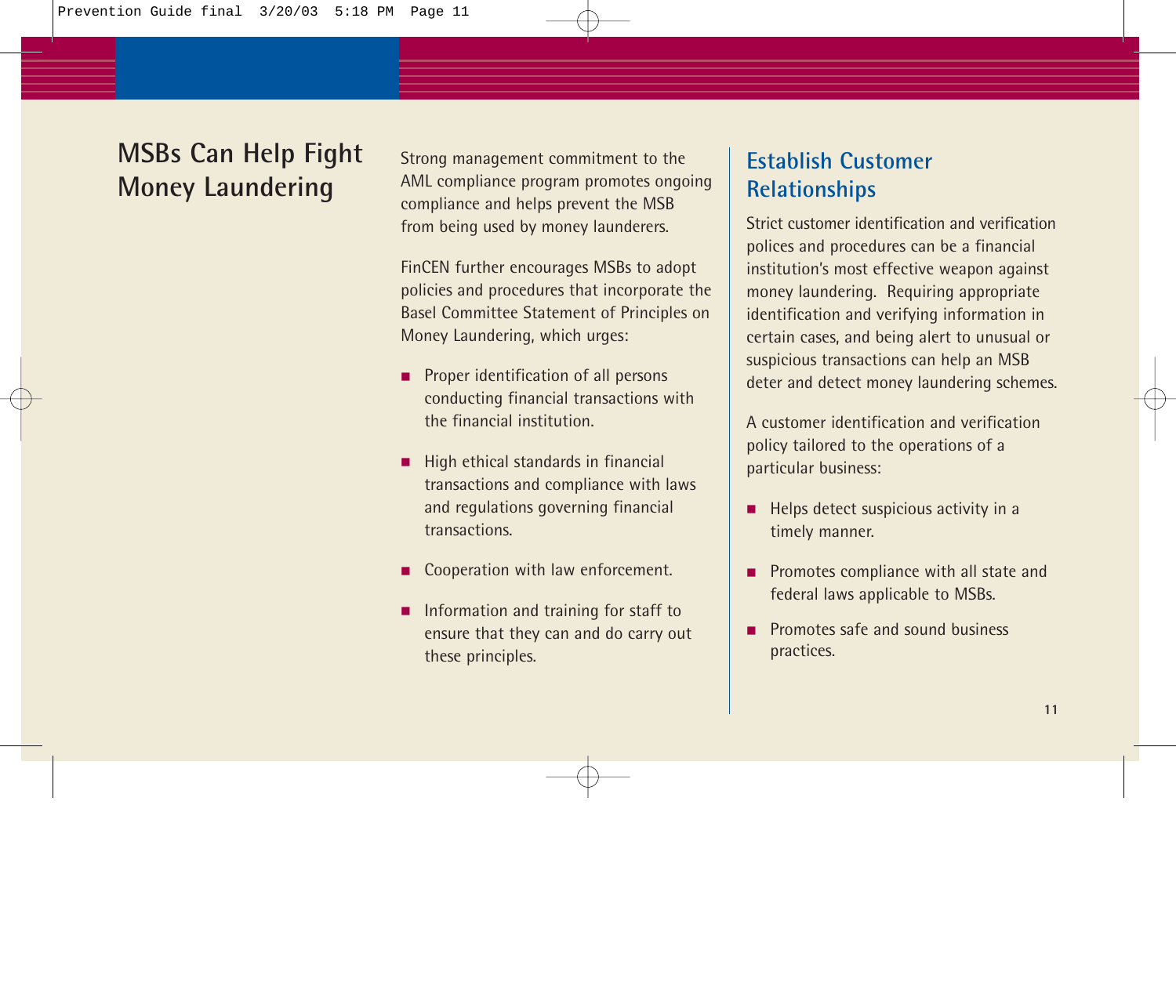## MSBs Can Help Fight Money Laundering

Strong management commitment to the AML compliance program promotes ongoing compliance and helps prevent the MSB from being used by money launderers.

FinCEN further encourages MSBs to adopt policies and procedures that incorporate the Basel Committee Statement of Principles on Money Laundering, which urges:

- Proper identification of all persons conducting financial transactions with the financial institution.
- High ethical standards in financial transactions and compliance with laws and regulations governing financial transactions.
- Cooperation with law enforcement.
- Information and training for staff to ensure that they can and do carry out these principles.

## Establish Customer Relationships

Strict customer identification and verification polices and procedures can be a financial institution's most effective weapon against money laundering. Requiring appropriate identification and verifying information in certain cases, and being alert to unusual or suspicious transactions can help an MSB deter and detect money laundering schemes.

A customer identification and verification policy tailored to the operations of a particular business:

- Helps detect suspicious activity in a timely manner.
- Promotes compliance with all state and federal laws applicable to MSBs.
- Promotes safe and sound business practices.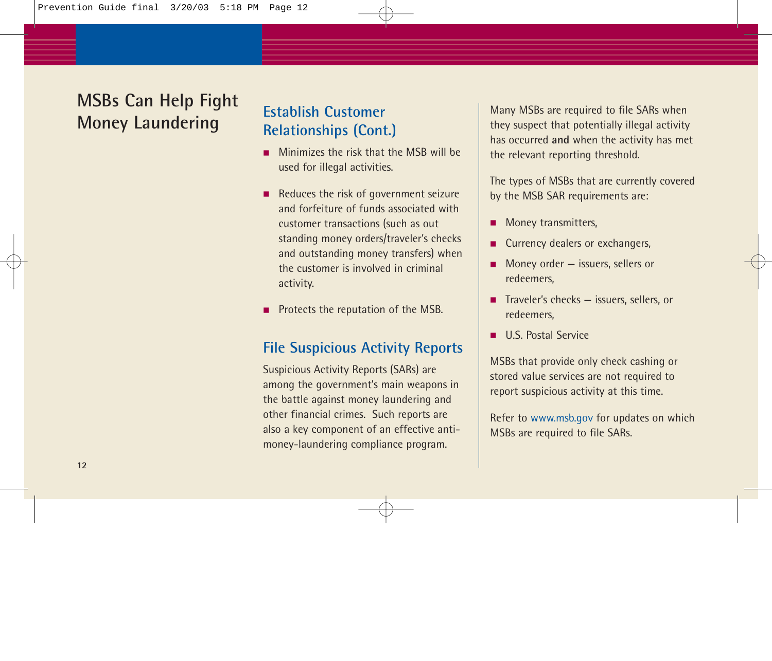## MSBs Can Help Fight Money Laundering

### Establish Customer Relationships (Cont.)

- Minimizes the risk that the MSB will be used for illegal activities.
- Reduces the risk of government seizure and forfeiture of funds associated with customer transactions (such as out standing money orders/traveler's checks and outstanding money transfers) when the customer is involved in criminal activity.
- Protects the reputation of the MSB.

### File Suspicious Activity Reports

Suspicious Activity Reports (SARs) are among the government's main weapons in the battle against money laundering and other financial crimes. Such reports are also a key component of an effective anti-money-laundering compliance program.

Many MSBs are required to file SARs when they suspect that potentially illegal activity has occurred **and** when the activity has met the relevant reporting threshold.

The types of MSBs that are currently covered by the MSB SAR requirements are:

- Money transmitters,
- Currency dealers or exchangers,
- Money order – issuers, sellers or redeemers,
- Traveler's checks – issuers, sellers, or redeemers,
- U.S. Postal Service

MSBs that provide only check cashing or stored value services are not required to report suspicious activity at this time.

Refer to www.msb.gov for updates on which MSBs are required to file SARs.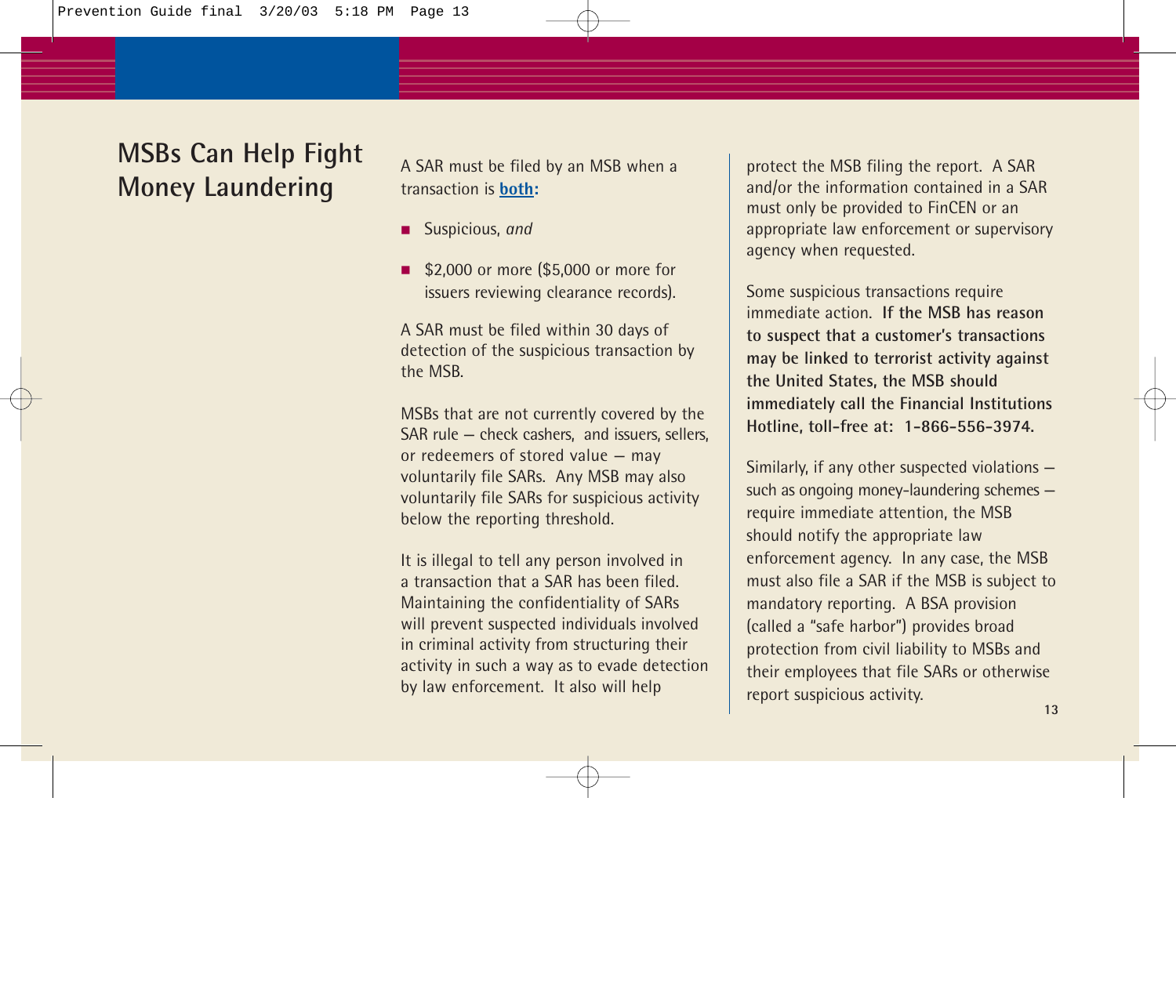# MSBs Can Help Fight Money Laundering

A SAR must be filed by an MSB when a transaction is **both:**

- Suspicious, *and*
- $2,000 or more ($5,000 or more for issuers reviewing clearance records).

A SAR must be filed within 30 days of detection of the suspicious transaction by the MSB.

MSBs that are not currently covered by the SAR rule – check cashers, and issuers, sellers, or redeemers of stored value – may voluntarily file SARs. Any MSB may also voluntarily file SARs for suspicious activity below the reporting threshold.

It is illegal to tell any person involved in a transaction that a SAR has been filed. Maintaining the confidentiality of SARs will prevent suspected individuals involved in criminal activity from structuring their activity in such a way as to evade detection by law enforcement. It also will help protect the MSB filing the report. A SAR and/or the information contained in a SAR must only be provided to FinCEN or an appropriate law enforcement or supervisory agency when requested.

Some suspicious transactions require immediate action. **If the MSB has reason to suspect that a customer's transactions may be linked to terrorist activity against the United States, the MSB should immediately call the Financial Institutions Hotline, toll-free at: 1-866-556-3974.**

Similarly, if any other suspected violations – such as ongoing money-laundering schemes – require immediate attention, the MSB should notify the appropriate law enforcement agency. In any case, the MSB must also file a SAR if the MSB is subject to mandatory reporting. A BSA provision (called a "safe harbor") provides broad protection from civil liability to MSBs and their employees that file SARs or otherwise report suspicious activity.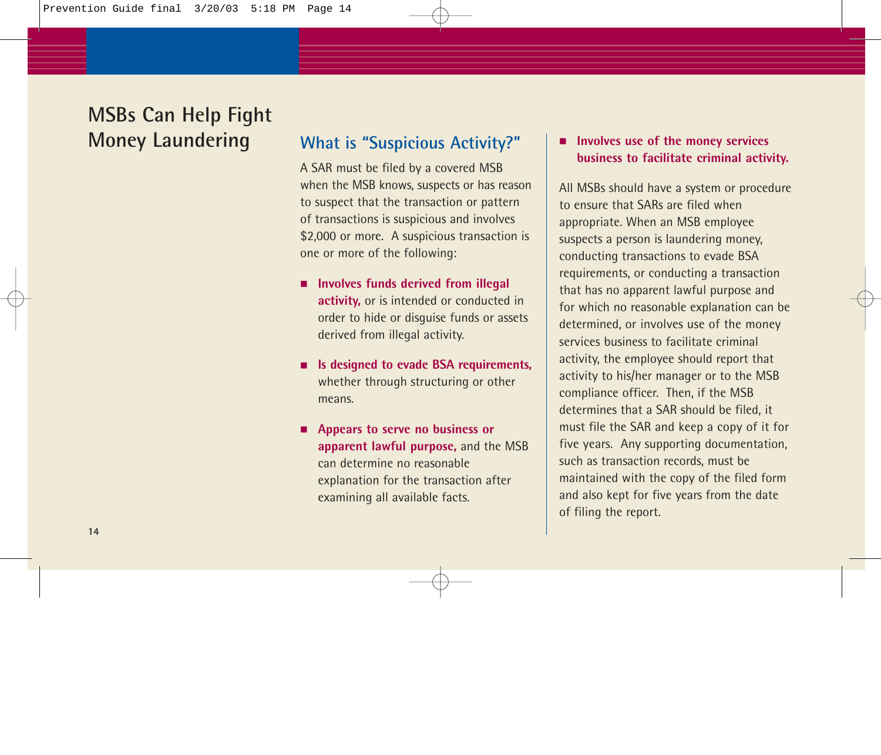# MSBs Can Help Fight Money Laundering

## What is "Suspicious Activity?"

A SAR must be filed by a covered MSB when the MSB knows, suspects or has reason to suspect that the transaction or pattern of transactions is suspicious and involves $2,000 or more. A suspicious transaction is one or more of the following:

- **Involves funds derived from illegal activity,** or is intended or conducted in order to hide or disguise funds or assets derived from illegal activity.
- **Is designed to evade BSA requirements,** whether through structuring or other means.
- **Appears to serve no business or apparent lawful purpose,** and the MSB can determine no reasonable explanation for the transaction after examining all available facts.
- **Involves use of the money services business to facilitate criminal activity.**

All MSBs should have a system or procedure to ensure that SARs are filed when appropriate. When an MSB employee suspects a person is laundering money, conducting transactions to evade BSA requirements, or conducting a transaction that has no apparent lawful purpose and for which no reasonable explanation can be determined, or involves use of the money services business to facilitate criminal activity, the employee should report that activity to his/her manager or to the MSB compliance officer. Then, if the MSB determines that a SAR should be filed, it must file the SAR and keep a copy of it for five years. Any supporting documentation, such as transaction records, must be maintained with the copy of the filed form and also kept for five years from the date of filing the report.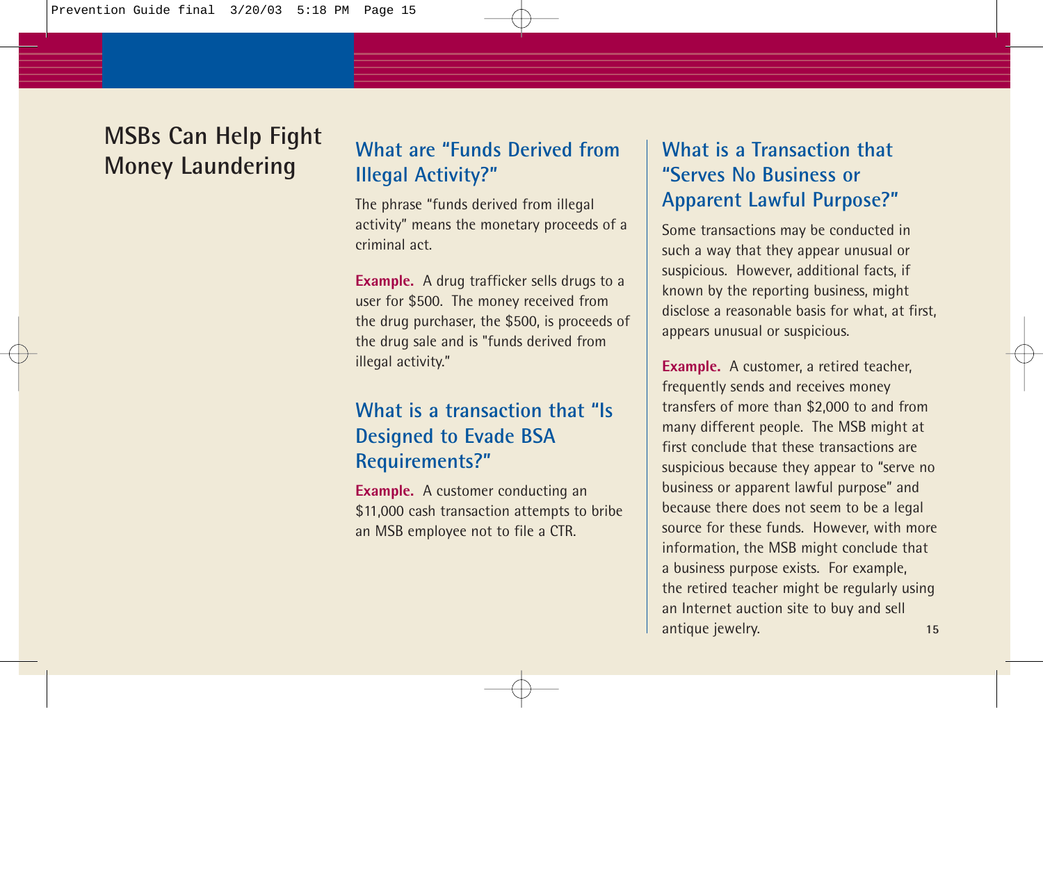# MSBs Can Help Fight Money Laundering

## What are "Funds Derived from Illegal Activity?"

The phrase "funds derived from illegal activity" means the monetary proceeds of a criminal act.

**Example.** A drug trafficker sells drugs to a user for $500. The money received from the drug purchaser, the $500, is proceeds of the drug sale and is "funds derived from illegal activity."

## What is a transaction that "Is Designed to Evade BSA Requirements?"

**Example.** A customer conducting an $11,000 cash transaction attempts to bribe an MSB employee not to file a CTR.

## What is a Transaction that "Serves No Business or Apparent Lawful Purpose?"

Some transactions may be conducted in such a way that they appear unusual or suspicious. However, additional facts, if known by the reporting business, might disclose a reasonable basis for what, at first, appears unusual or suspicious.

**Example.** A customer, a retired teacher, frequently sends and receives money transfers of more than $2,000 to and from many different people. The MSB might at first conclude that these transactions are suspicious because they appear to "serve no business or apparent lawful purpose" and because there does not seem to be a legal source for these funds. However, with more information, the MSB might conclude that a business purpose exists. For example, the retired teacher might be regularly using an Internet auction site to buy and sell antique jewelry.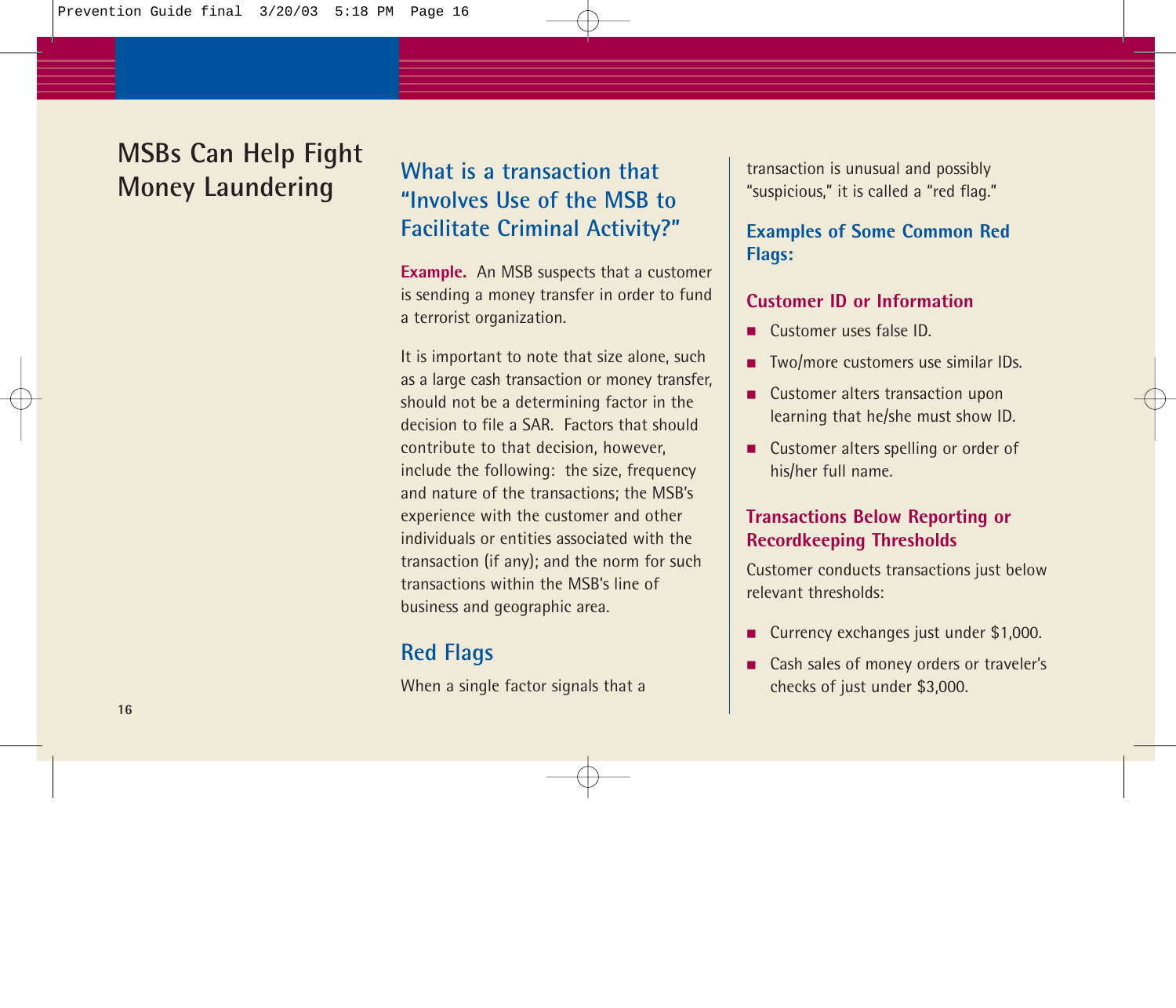# MSBs Can Help Fight Money Laundering

## What is a transaction that "Involves Use of the MSB to Facilitate Criminal Activity?"

**Example.** An MSB suspects that a customer is sending a money transfer in order to fund a terrorist organization.

It is important to note that size alone, such as a large cash transaction or money transfer, should not be a determining factor in the decision to file a SAR. Factors that should contribute to that decision, however, include the following: the size, frequency and nature of the transactions; the MSB's experience with the customer and other individuals or entities associated with the transaction (if any); and the norm for such transactions within the MSB's line of business and geographic area.

## Red Flags

When a single factor signals that a transaction is unusual and possibly "suspicious," it is called a "red flag."

### Examples of Some Common Red Flags:

#### Customer ID or Information

- Customer uses false ID.
- Two/more customers use similar IDs.
- Customer alters transaction upon learning that he/she must show ID.
- Customer alters spelling or order of his/her full name.

#### Transactions Below Reporting or Recordkeeping Thresholds

Customer conducts transactions just below relevant thresholds:

- Currency exchanges just under $1,000.
- Cash sales of money orders or traveler's checks of just under $3,000.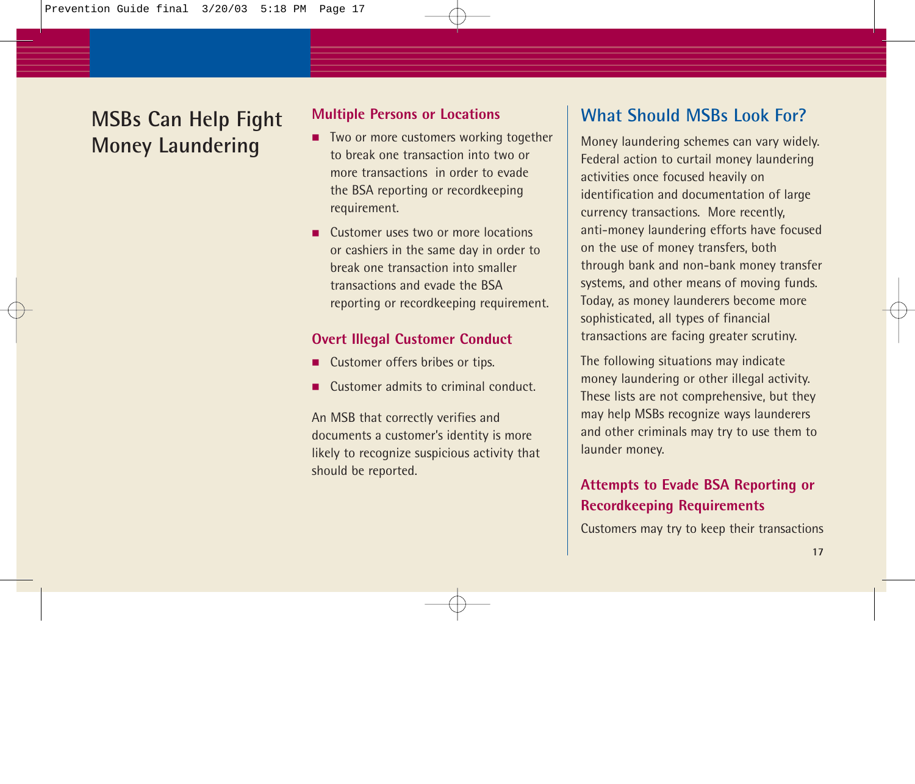# MSBs Can Help Fight Money Laundering

### Multiple Persons or Locations

- Two or more customers working together to break one transaction into two or more transactions in order to evade the BSA reporting or recordkeeping requirement.
- Customer uses two or more locations or cashiers in the same day in order to break one transaction into smaller transactions and evade the BSA reporting or recordkeeping requirement.

### Overt Illegal Customer Conduct

- Customer offers bribes or tips.
- Customer admits to criminal conduct.

An MSB that correctly verifies and documents a customer's identity is more likely to recognize suspicious activity that should be reported.

## What Should MSBs Look For?

Money laundering schemes can vary widely. Federal action to curtail money laundering activities once focused heavily on identification and documentation of large currency transactions. More recently, anti-money laundering efforts have focused on the use of money transfers, both through bank and non-bank money transfer systems, and other means of moving funds. Today, as money launderers become more sophisticated, all types of financial transactions are facing greater scrutiny.

The following situations may indicate money laundering or other illegal activity. These lists are not comprehensive, but they may help MSBs recognize ways launderers and other criminals may try to use them to launder money.

### Attempts to Evade BSA Reporting or Recordkeeping Requirements

Customers may try to keep their transactions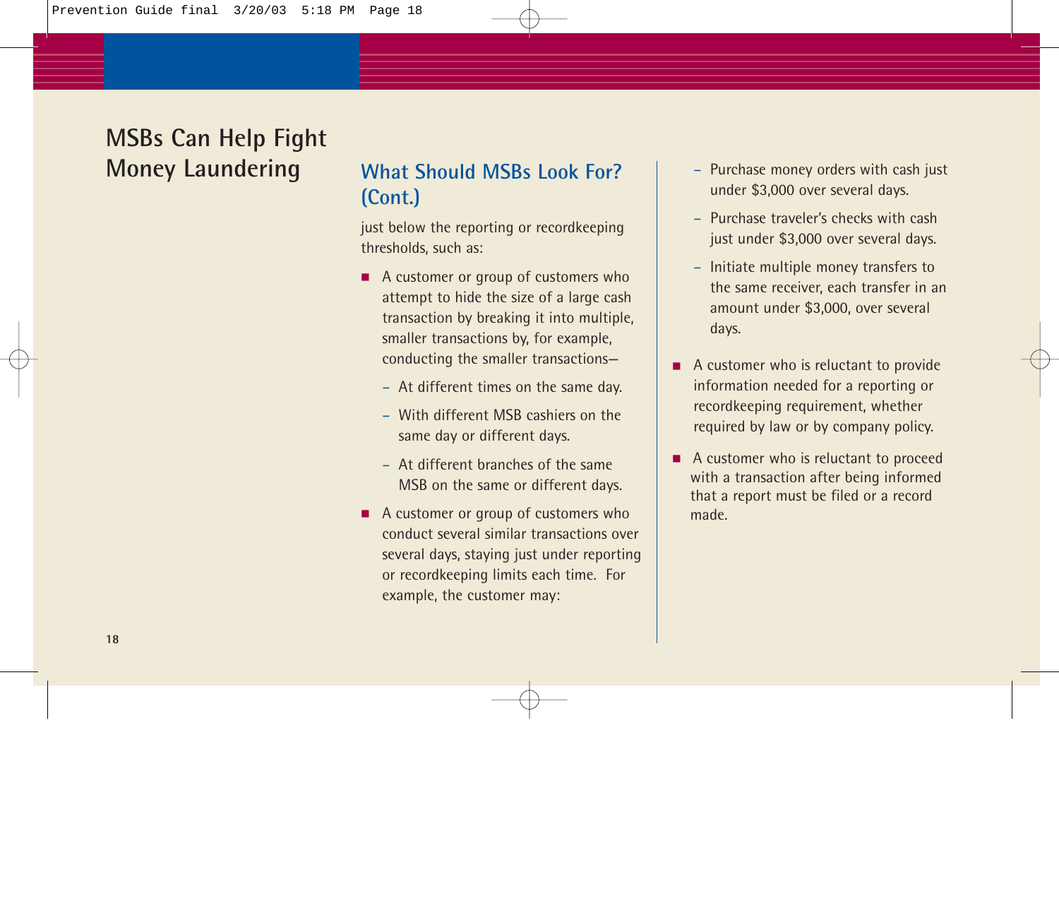# MSBs Can Help Fight Money Laundering

## What Should MSBs Look For? (Cont.)

just below the reporting or recordkeeping thresholds, such as:

- A customer or group of customers who attempt to hide the size of a large cash transaction by breaking it into multiple, smaller transactions by, for example, conducting the smaller transactions—
  - At different times on the same day.
  - With different MSB cashiers on the same day or different days.
  - At different branches of the same MSB on the same or different days.
- A customer or group of customers who conduct several similar transactions over several days, staying just under reporting or recordkeeping limits each time. For example, the customer may:
  - Purchase money orders with cash just under $3,000 over several days.
  - Purchase traveler's checks with cash just under $3,000 over several days.
  - Initiate multiple money transfers to the same receiver, each transfer in an amount under $3,000, over several days.
- A customer who is reluctant to provide information needed for a reporting or recordkeeping requirement, whether required by law or by company policy.
- A customer who is reluctant to proceed with a transaction after being informed that a report must be filed or a record made.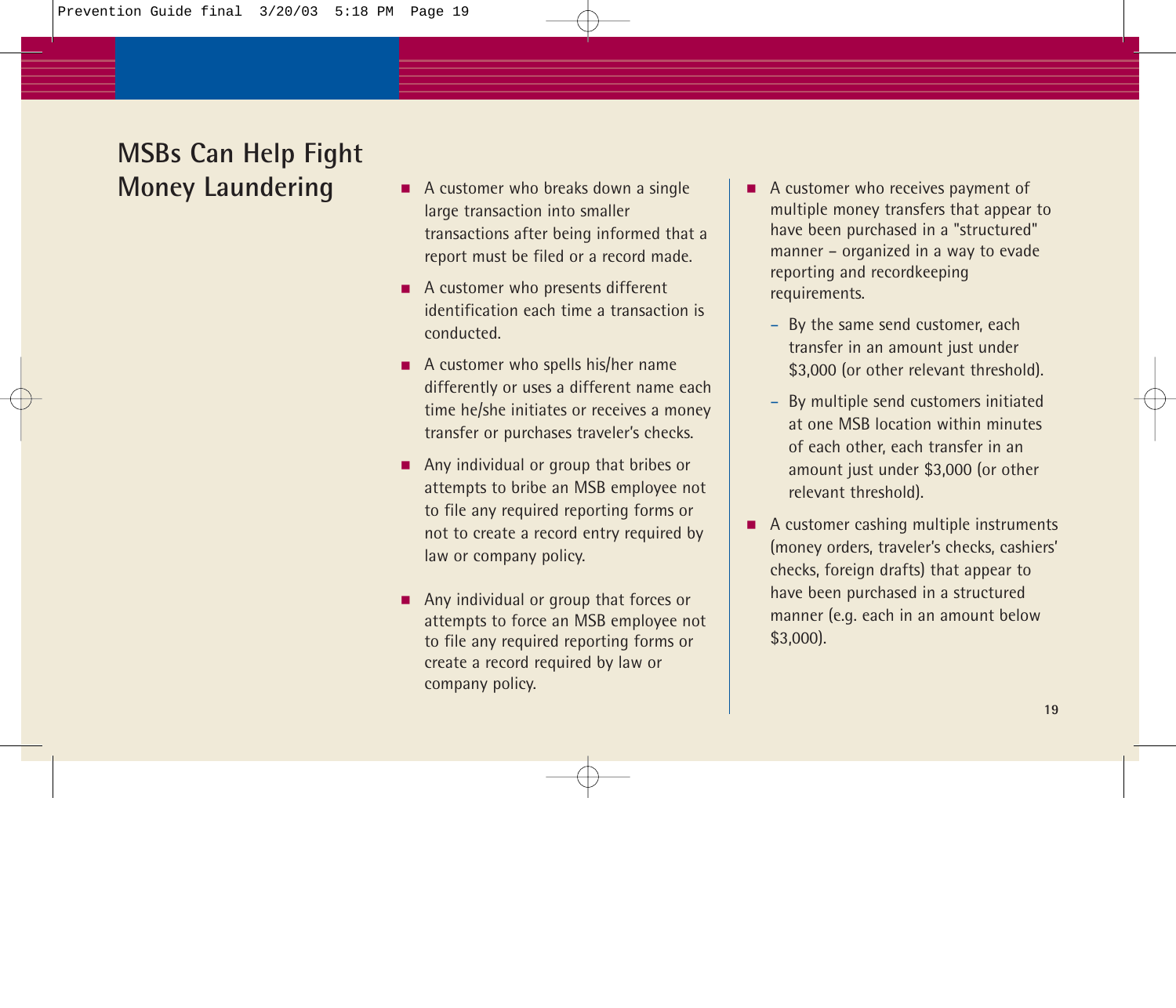## MSBs Can Help Fight Money Laundering

- A customer who breaks down a single large transaction into smaller transactions after being informed that a report must be filed or a record made.
- A customer who presents different identification each time a transaction is conducted.
- A customer who spells his/her name differently or uses a different name each time he/she initiates or receives a money transfer or purchases traveler's checks.
- Any individual or group that bribes or attempts to bribe an MSB employee not to file any required reporting forms or not to create a record entry required by law or company policy.
- Any individual or group that forces or attempts to force an MSB employee not to file any required reporting forms or create a record required by law or company policy.
- A customer who receives payment of multiple money transfers that appear to have been purchased in a "structured" manner – organized in a way to evade reporting and recordkeeping requirements.
  - By the same send customer, each transfer in an amount just under $3,000 (or other relevant threshold).
  - By multiple send customers initiated at one MSB location within minutes of each other, each transfer in an amount just under $3,000 (or other relevant threshold).
- A customer cashing multiple instruments (money orders, traveler's checks, cashiers' checks, foreign drafts) that appear to have been purchased in a structured manner (e.g. each in an amount below $3,000).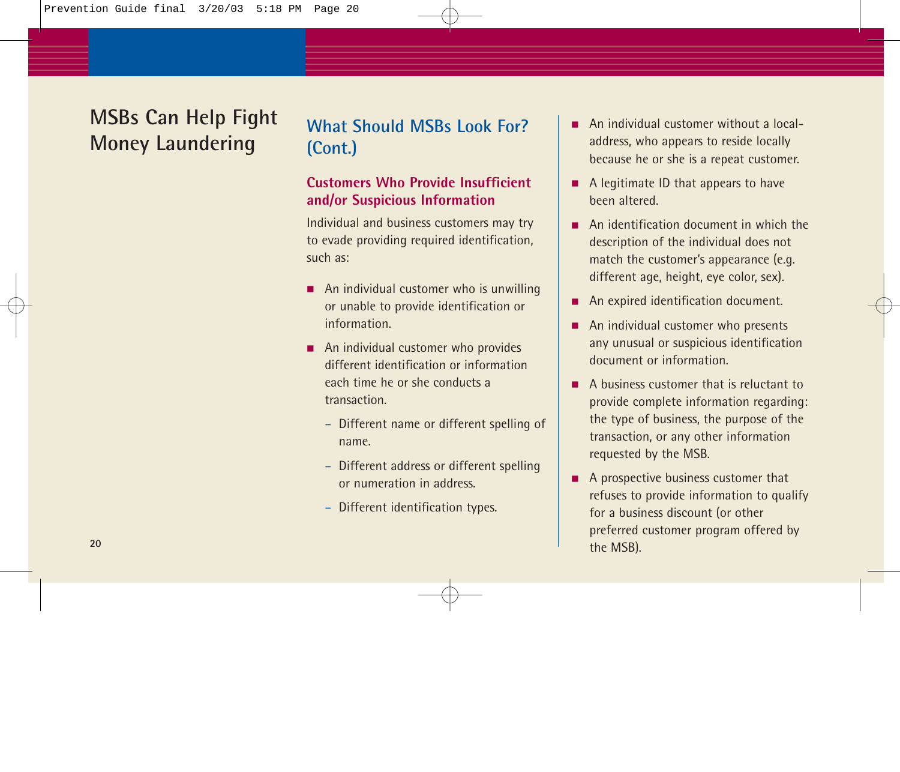# MSBs Can Help Fight Money Laundering

## What Should MSBs Look For? (Cont.)

### Customers Who Provide Insufficient and/or Suspicious Information

Individual and business customers may try to evade providing required identification, such as:

- An individual customer who is unwilling or unable to provide identification or information.
- An individual customer who provides different identification or information each time he or she conducts a transaction.
  - Different name or different spelling of name.
  - Different address or different spelling or numeration in address.
  - Different identification types.
- An individual customer without a local-address, who appears to reside locally because he or she is a repeat customer.
- A legitimate ID that appears to have been altered.
- An identification document in which the description of the individual does not match the customer's appearance (e.g. different age, height, eye color, sex).
- An expired identification document.
- An individual customer who presents any unusual or suspicious identification document or information.
- A business customer that is reluctant to provide complete information regarding: the type of business, the purpose of the transaction, or any other information requested by the MSB.
- A prospective business customer that refuses to provide information to qualify for a business discount (or other preferred customer program offered by the MSB).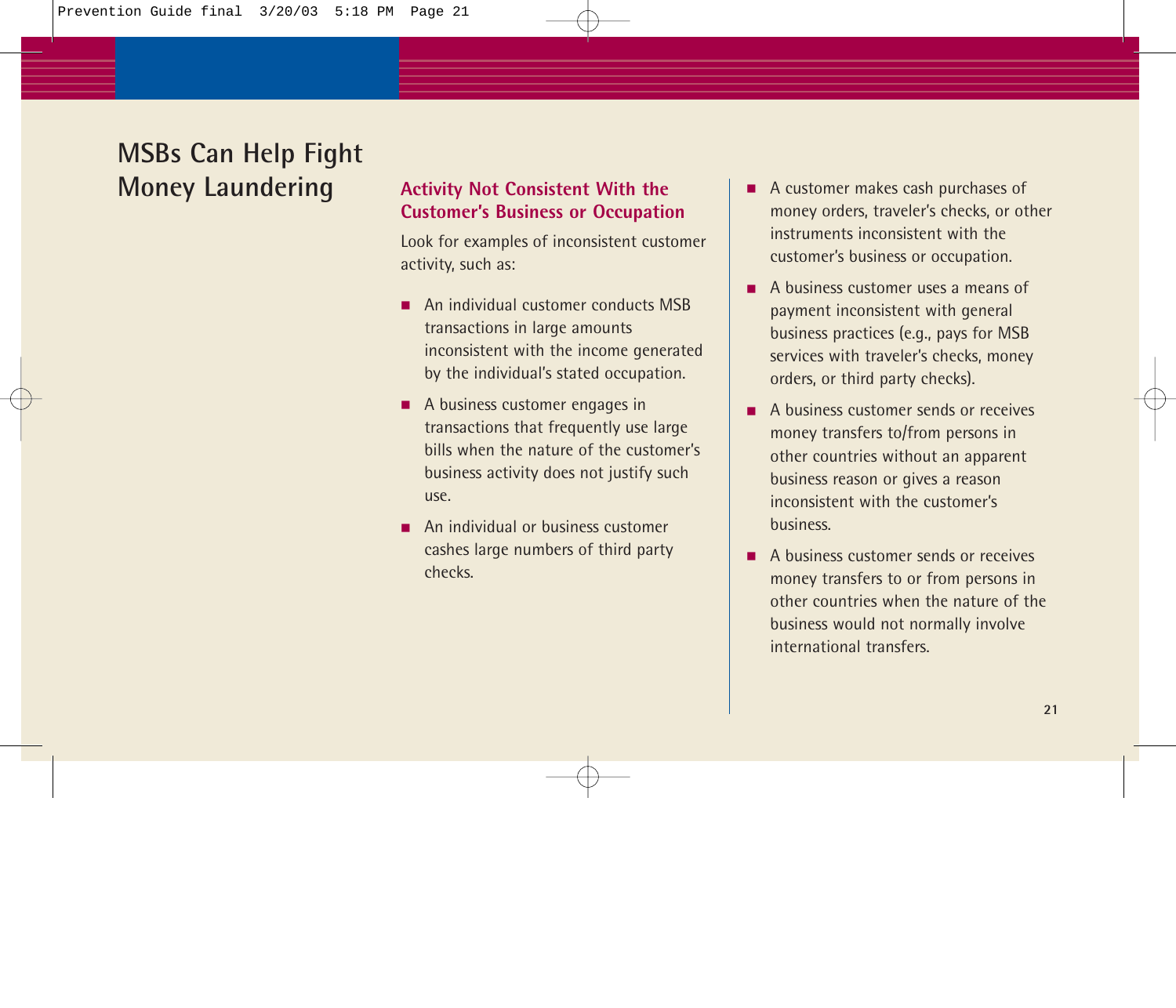# MSBs Can Help Fight Money Laundering

## Activity Not Consistent With the Customer's Business or Occupation

Look for examples of inconsistent customer activity, such as:

- An individual customer conducts MSB transactions in large amounts inconsistent with the income generated by the individual's stated occupation.
- A business customer engages in transactions that frequently use large bills when the nature of the customer's business activity does not justify such use.
- An individual or business customer cashes large numbers of third party checks.
- A customer makes cash purchases of money orders, traveler's checks, or other instruments inconsistent with the customer's business or occupation.
- A business customer uses a means of payment inconsistent with general business practices (e.g., pays for MSB services with traveler's checks, money orders, or third party checks).
- A business customer sends or receives money transfers to/from persons in other countries without an apparent business reason or gives a reason inconsistent with the customer's business.
- A business customer sends or receives money transfers to or from persons in other countries when the nature of the business would not normally involve international transfers.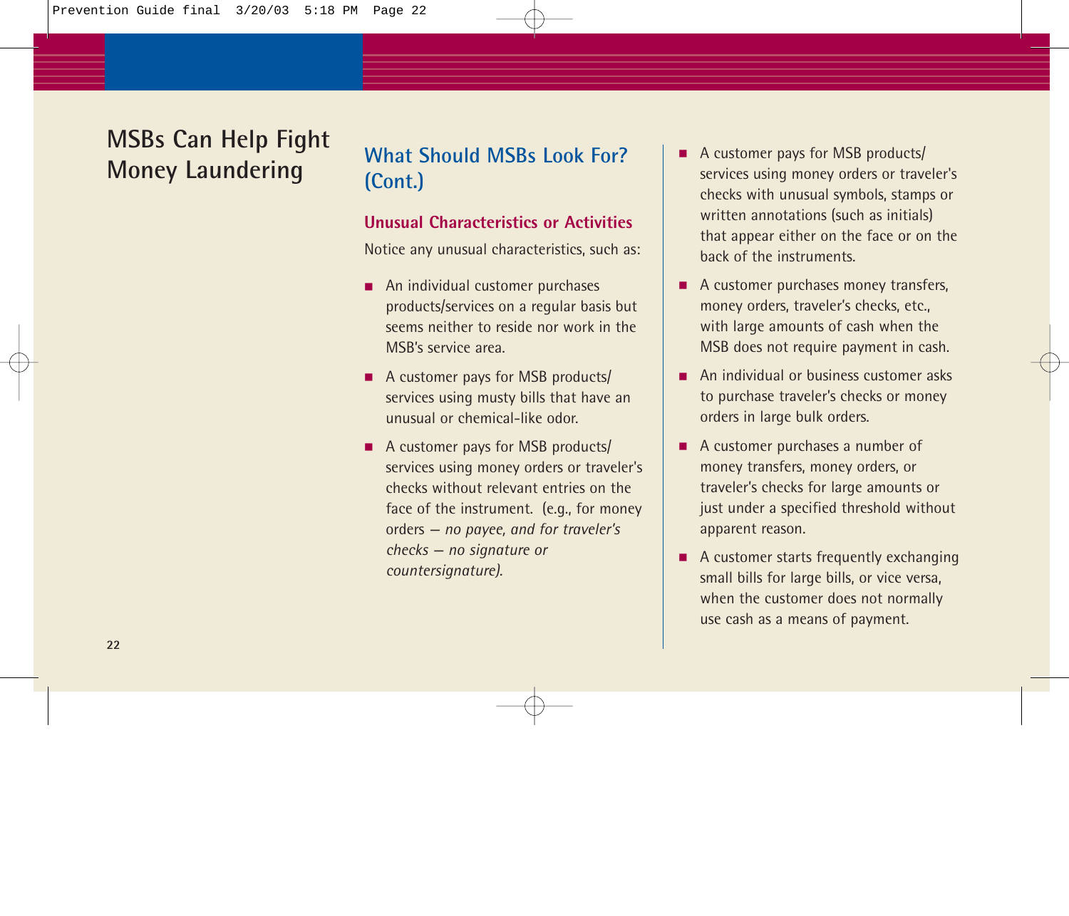# MSBs Can Help Fight Money Laundering

## What Should MSBs Look For? (Cont.)

### Unusual Characteristics or Activities

Notice any unusual characteristics, such as:

- An individual customer purchases products/services on a regular basis but seems neither to reside nor work in the MSB's service area.
- A customer pays for MSB products/services using musty bills that have an unusual or chemical-like odor.
- A customer pays for MSB products/services using money orders or traveler's checks without relevant entries on the face of the instrument. (e.g., for money orders — *no payee, and for traveler's checks — no signature or countersignature).*
- A customer pays for MSB products/services using money orders or traveler's checks with unusual symbols, stamps or written annotations (such as initials) that appear either on the face or on the back of the instruments.
- A customer purchases money transfers, money orders, traveler's checks, etc., with large amounts of cash when the MSB does not require payment in cash.
- An individual or business customer asks to purchase traveler's checks or money orders in large bulk orders.
- A customer purchases a number of money transfers, money orders, or traveler's checks for large amounts or just under a specified threshold without apparent reason.
- A customer starts frequently exchanging small bills for large bills, or vice versa, when the customer does not normally use cash as a means of payment.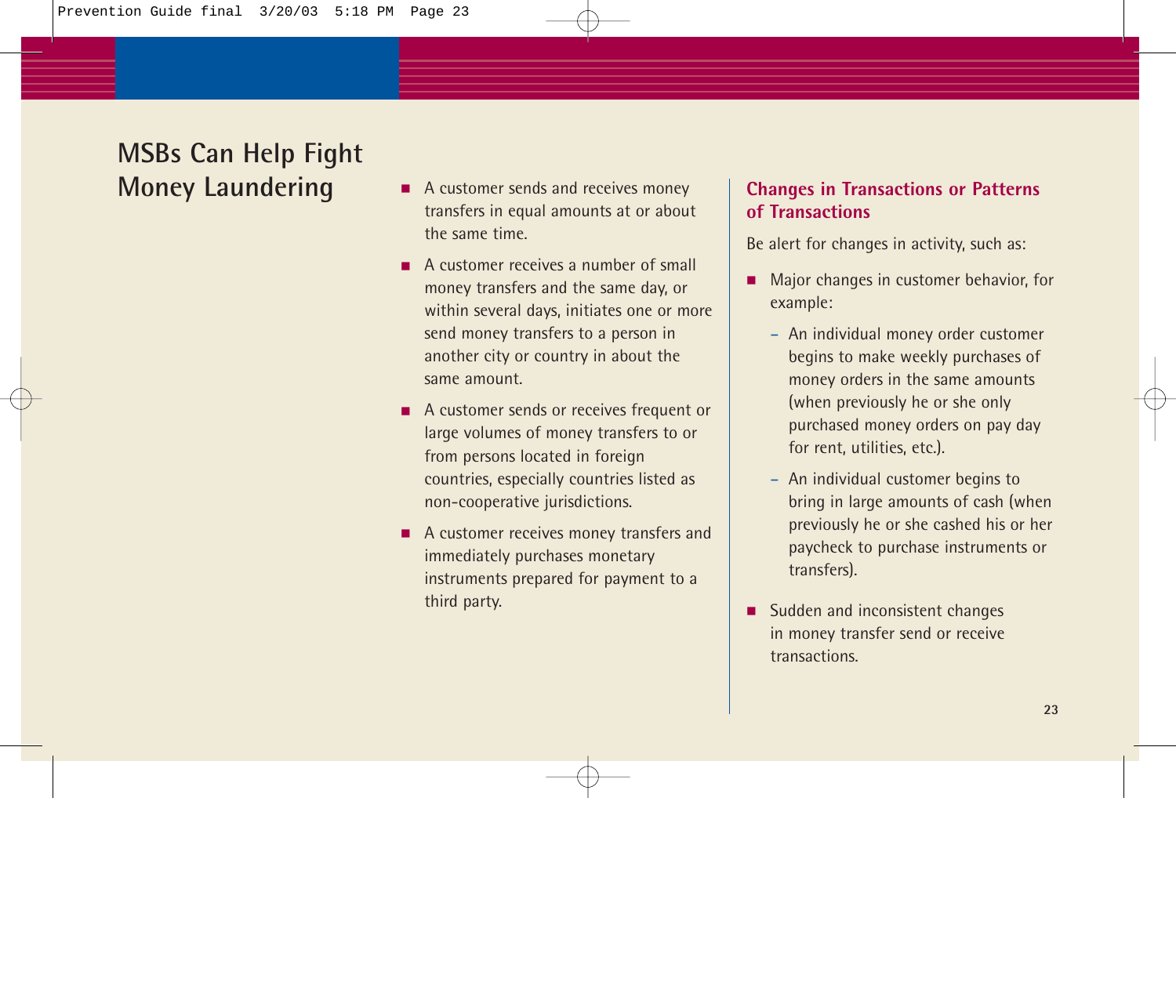# MSBs Can Help Fight Money Laundering

- A customer sends and receives money transfers in equal amounts at or about the same time.
- A customer receives a number of small money transfers and the same day, or within several days, initiates one or more send money transfers to a person in another city or country in about the same amount.
- A customer sends or receives frequent or large volumes of money transfers to or from persons located in foreign countries, especially countries listed as non-cooperative jurisdictions.
- A customer receives money transfers and immediately purchases monetary instruments prepared for payment to a third party.

## Changes in Transactions or Patterns of Transactions

Be alert for changes in activity, such as:

- Major changes in customer behavior, for example:
  - An individual money order customer begins to make weekly purchases of money orders in the same amounts (when previously he or she only purchased money orders on pay day for rent, utilities, etc.).
  - An individual customer begins to bring in large amounts of cash (when previously he or she cashed his or her paycheck to purchase instruments or transfers).
- Sudden and inconsistent changes in money transfer send or receive transactions.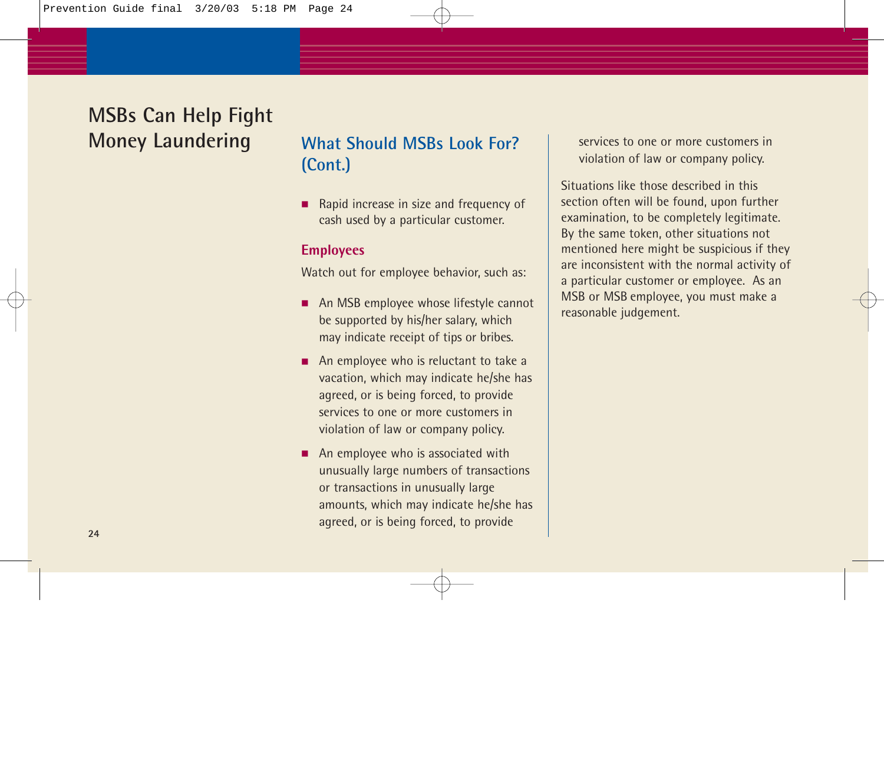# MSBs Can Help Fight Money Laundering

## What Should MSBs Look For? (Cont.)

- Rapid increase in size and frequency of cash used by a particular customer.

### Employees

Watch out for employee behavior, such as:

- An MSB employee whose lifestyle cannot be supported by his/her salary, which may indicate receipt of tips or bribes.
- An employee who is reluctant to take a vacation, which may indicate he/she has agreed, or is being forced, to provide services to one or more customers in violation of law or company policy.
- An employee who is associated with unusually large numbers of transactions or transactions in unusually large amounts, which may indicate he/she has agreed, or is being forced, to provide services to one or more customers in violation of law or company policy.

Situations like those described in this section often will be found, upon further examination, to be completely legitimate. By the same token, other situations not mentioned here might be suspicious if they are inconsistent with the normal activity of a particular customer or employee. As an MSB or MSB employee, you must make a reasonable judgement.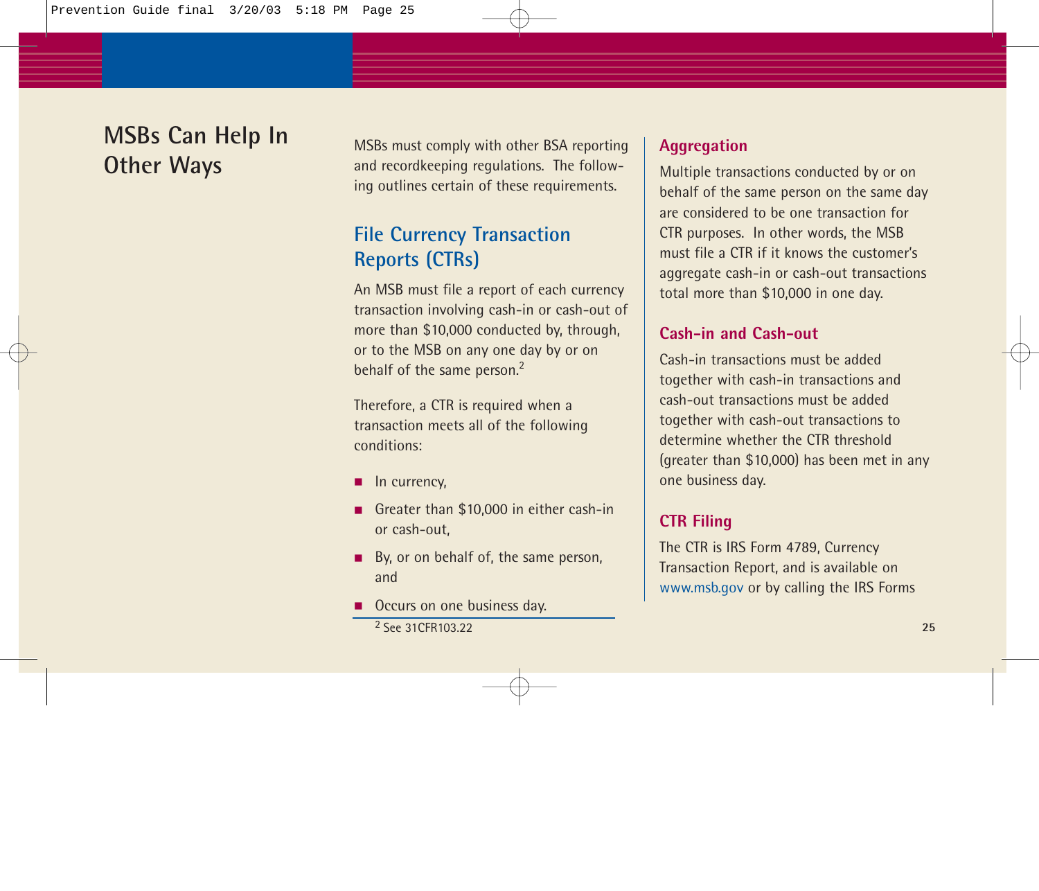# MSBs Can Help In Other Ways

MSBs must comply with other BSA reporting and recordkeeping regulations. The following outlines certain of these requirements.

## File Currency Transaction Reports (CTRs)

An MSB must file a report of each currency transaction involving cash-in or cash-out of more than $10,000 conducted by, through, or to the MSB on any one day by or on behalf of the same person.[2]

Therefore, a CTR is required when a transaction meets all of the following conditions:

- In currency,
- Greater than $10,000 in either cash-in or cash-out,
- By, or on behalf of, the same person, and
- Occurs on one business day.

[2] See 31CFR103.22

### Aggregation

Multiple transactions conducted by or on behalf of the same person on the same day are considered to be one transaction for CTR purposes. In other words, the MSB must file a CTR if it knows the customer's aggregate cash-in or cash-out transactions total more than $10,000 in one day.

### Cash-in and Cash-out

Cash-in transactions must be added together with cash-in transactions and cash-out transactions must be added together with cash-out transactions to determine whether the CTR threshold (greater than $10,000) has been met in any one business day.

### CTR Filing

The CTR is IRS Form 4789, Currency Transaction Report, and is available on www.msb.gov or by calling the IRS Forms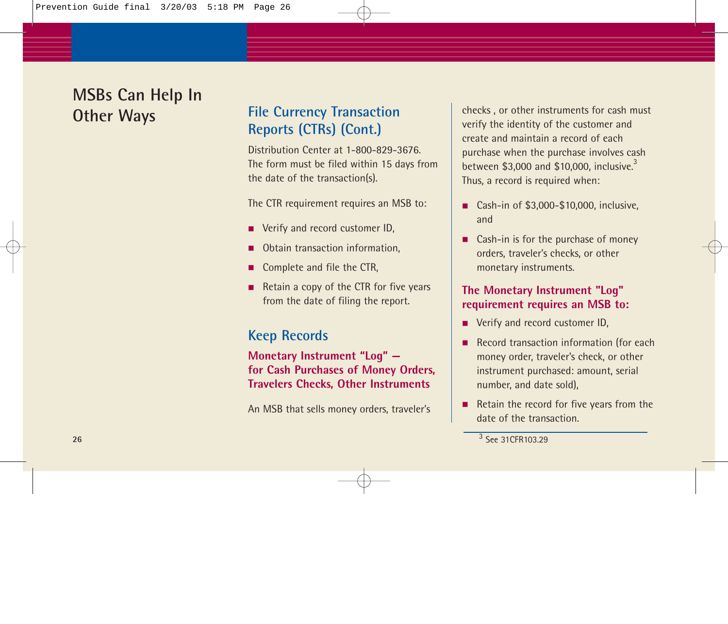# MSBs Can Help In Other Ways

## File Currency Transaction Reports (CTRs) (Cont.)

Distribution Center at 1-800-829-3676. The form must be filed within 15 days from the date of the transaction(s).

The CTR requirement requires an MSB to:

- Verify and record customer ID,
- Obtain transaction information,
- Complete and file the CTR,
- Retain a copy of the CTR for five years from the date of filing the report.

## Keep Records

### Monetary Instrument "Log" — for Cash Purchases of Money Orders, Travelers Checks, Other Instruments

An MSB that sells money orders, traveler's checks , or other instruments for cash must verify the identity of the customer and create and maintain a record of each purchase when the purchase involves cash between $3,000 and $10,000, inclusive.[3] Thus, a record is required when:

- Cash-in of $3,000-$10,000, inclusive, and
- Cash-in is for the purchase of money orders, traveler's checks, or other monetary instruments.

### The Monetary Instrument "Log" requirement requires an MSB to:

- Verify and record customer ID,
- Record transaction information (for each money order, traveler's check, or other instrument purchased: amount, serial number, and date sold),
- Retain the record for five years from the date of the transaction.

[3] See 31CFR103.29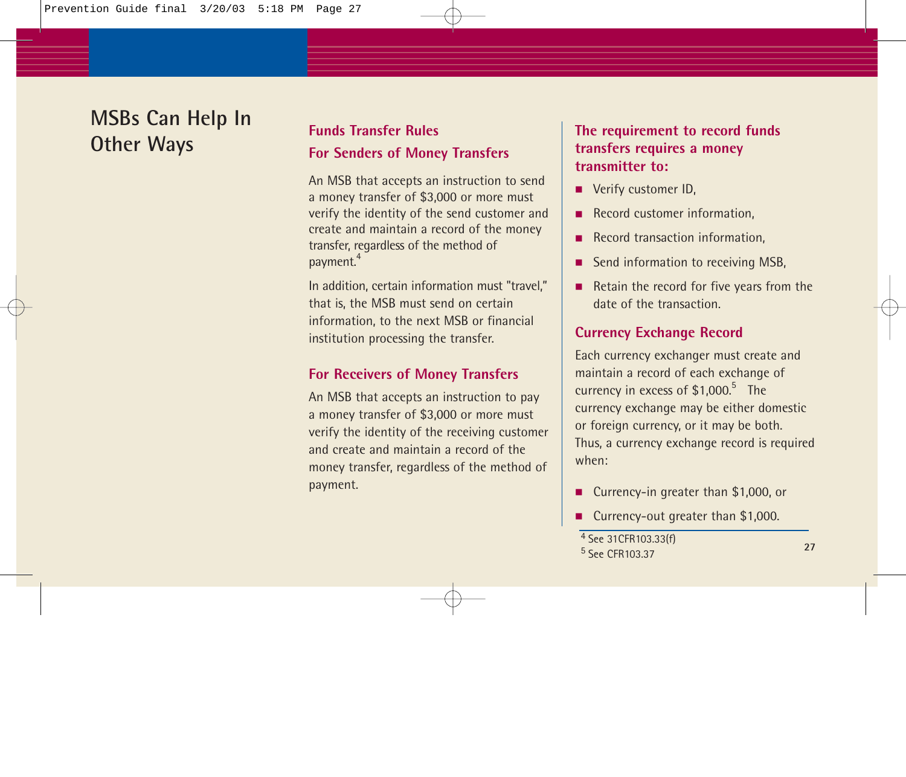# MSBs Can Help In Other Ways

## Funds Transfer Rules

### For Senders of Money Transfers

An MSB that accepts an instruction to send a money transfer of $3,000 or more must verify the identity of the send customer and create and maintain a record of the money transfer, regardless of the method of payment.[4]

In addition, certain information must "travel," that is, the MSB must send on certain information, to the next MSB or financial institution processing the transfer.

### For Receivers of Money Transfers

An MSB that accepts an instruction to pay a money transfer of $3,000 or more must verify the identity of the receiving customer and create and maintain a record of the money transfer, regardless of the method of payment.

### The requirement to record funds transfers requires a money transmitter to:

- Verify customer ID,
- Record customer information,
- Record transaction information,
- Send information to receiving MSB,
- Retain the record for five years from the date of the transaction.

### Currency Exchange Record

Each currency exchanger must create and maintain a record of each exchange of currency in excess of $1,000.[5] The currency exchange may be either domestic or foreign currency, or it may be both. Thus, a currency exchange record is required when:

- Currency-in greater than $1,000, or
- Currency-out greater than $1,000.

---

[4] See 31CFR103.33(f)
[5] See CFR103.37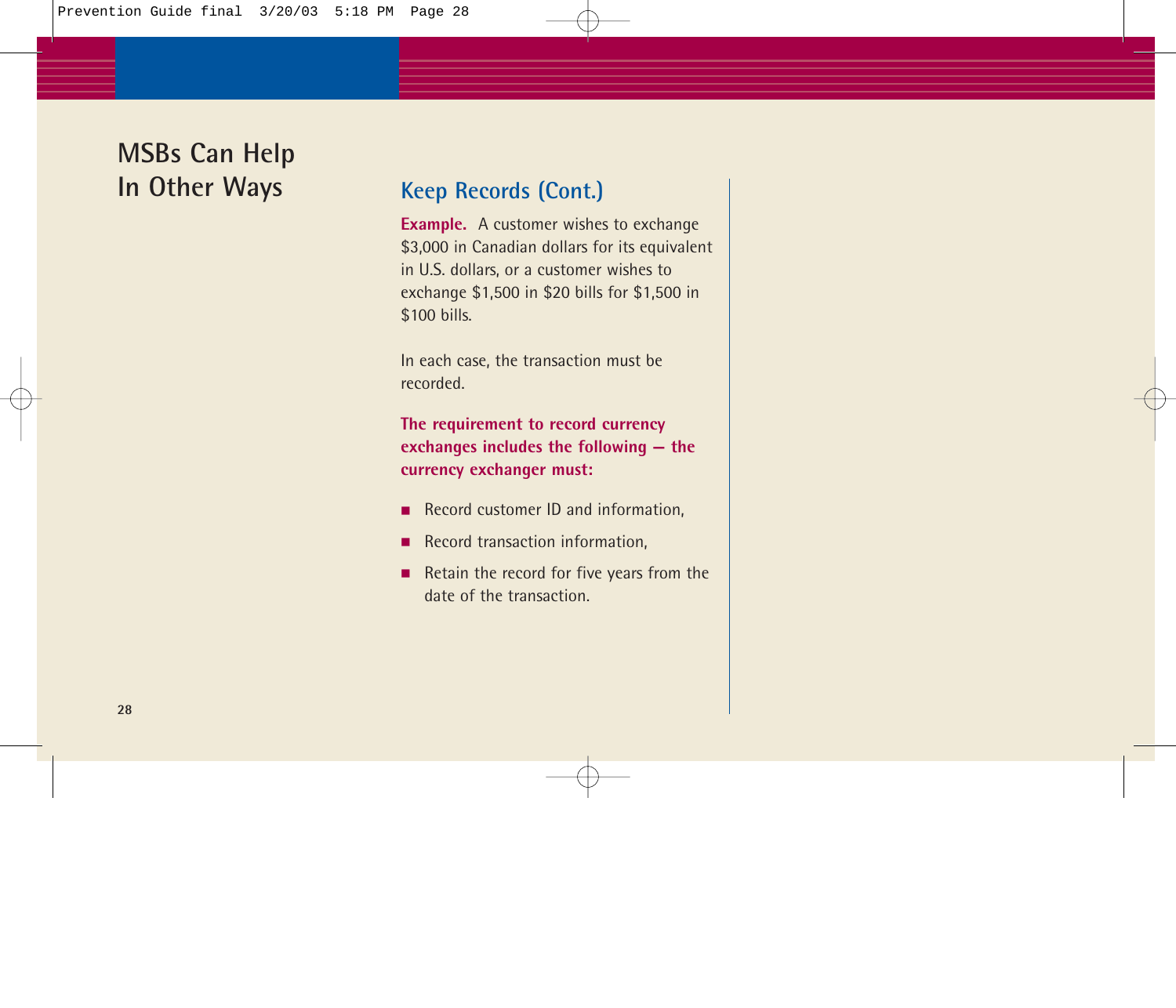# MSBs Can Help In Other Ways

## Keep Records (Cont.)

**Example.** A customer wishes to exchange $3,000 in Canadian dollars for its equivalent in U.S. dollars, or a customer wishes to exchange $1,500 in $20 bills for $1,500 in $100 bills.

In each case, the transaction must be recorded.

**The requirement to record currency exchanges includes the following — the currency exchanger must:**

- Record customer ID and information,
- Record transaction information,
- Retain the record for five years from the date of the transaction.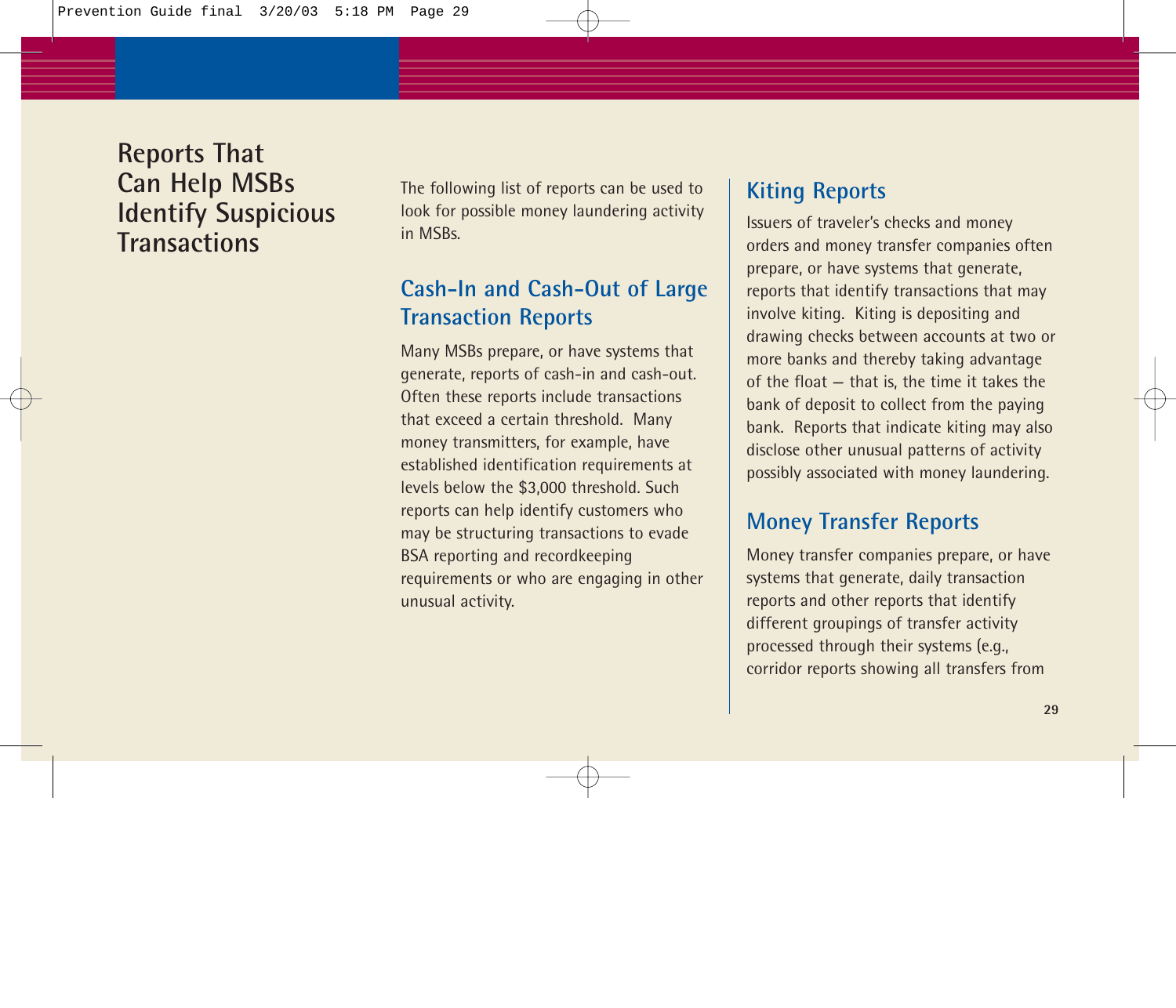# Reports That Can Help MSBs Identify Suspicious Transactions

The following list of reports can be used to look for possible money laundering activity in MSBs.

## Cash-In and Cash-Out of Large Transaction Reports

Many MSBs prepare, or have systems that generate, reports of cash-in and cash-out. Often these reports include transactions that exceed a certain threshold. Many money transmitters, for example, have established identification requirements at levels below the $3,000 threshold. Such reports can help identify customers who may be structuring transactions to evade BSA reporting and recordkeeping requirements or who are engaging in other unusual activity.

## Kiting Reports

Issuers of traveler's checks and money orders and money transfer companies often prepare, or have systems that generate, reports that identify transactions that may involve kiting. Kiting is depositing and drawing checks between accounts at two or more banks and thereby taking advantage of the float – that is, the time it takes the bank of deposit to collect from the paying bank. Reports that indicate kiting may also disclose other unusual patterns of activity possibly associated with money laundering.

## Money Transfer Reports

Money transfer companies prepare, or have systems that generate, daily transaction reports and other reports that identify different groupings of transfer activity processed through their systems (e.g., corridor reports showing all transfers from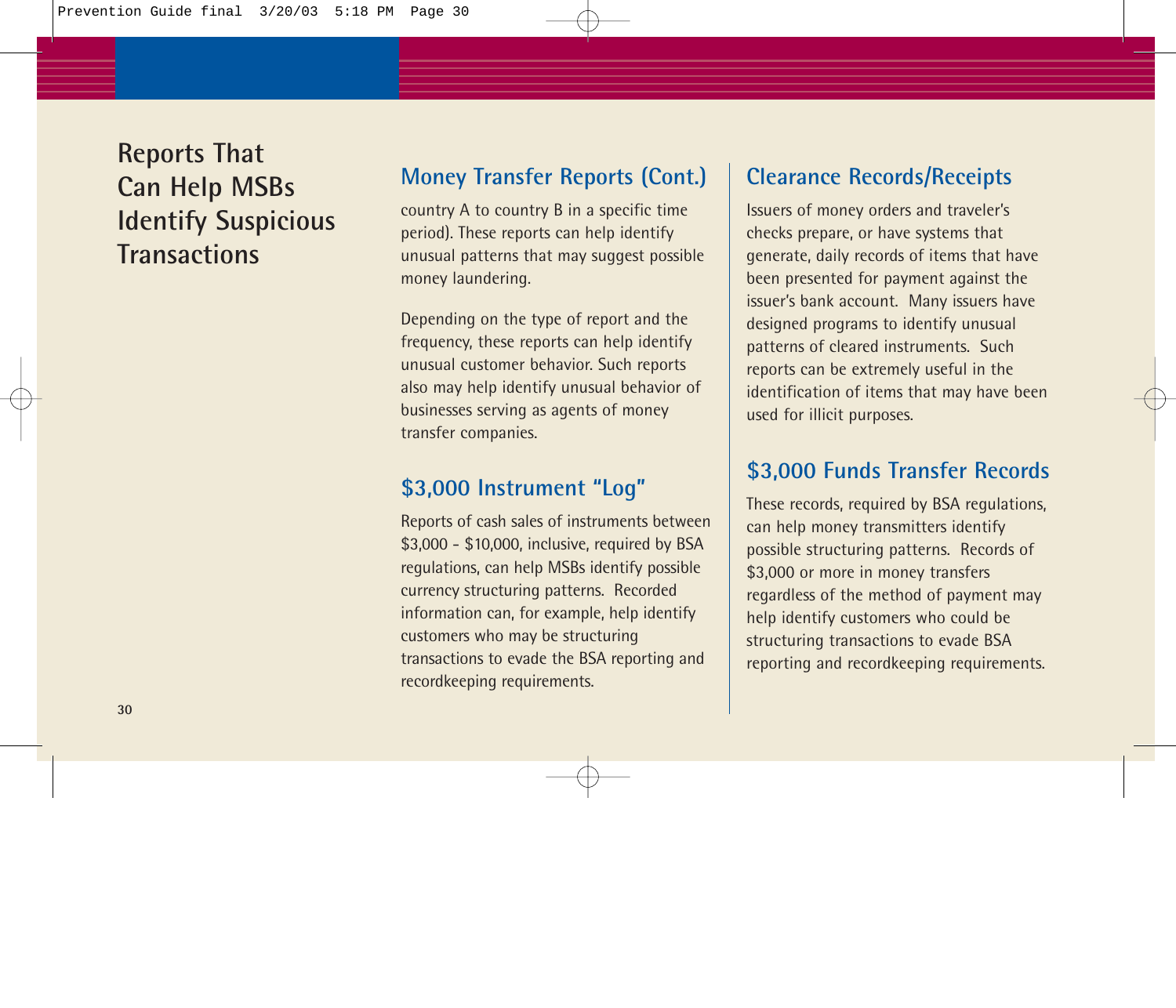# Reports That Can Help MSBs Identify Suspicious Transactions

## Money Transfer Reports (Cont.)

country A to country B in a specific time period). These reports can help identify unusual patterns that may suggest possible money laundering.

Depending on the type of report and the frequency, these reports can help identify unusual customer behavior. Such reports also may help identify unusual behavior of businesses serving as agents of money transfer companies.

## $3,000 Instrument "Log"

Reports of cash sales of instruments between $3,000 - $10,000, inclusive, required by BSA regulations, can help MSBs identify possible currency structuring patterns. Recorded information can, for example, help identify customers who may be structuring transactions to evade the BSA reporting and recordkeeping requirements.

## Clearance Records/Receipts

Issuers of money orders and traveler's checks prepare, or have systems that generate, daily records of items that have been presented for payment against the issuer's bank account. Many issuers have designed programs to identify unusual patterns of cleared instruments. Such reports can be extremely useful in the identification of items that may have been used for illicit purposes.

## $3,000 Funds Transfer Records

These records, required by BSA regulations, can help money transmitters identify possible structuring patterns. Records of $3,000 or more in money transfers regardless of the method of payment may help identify customers who could be structuring transactions to evade BSA reporting and recordkeeping requirements.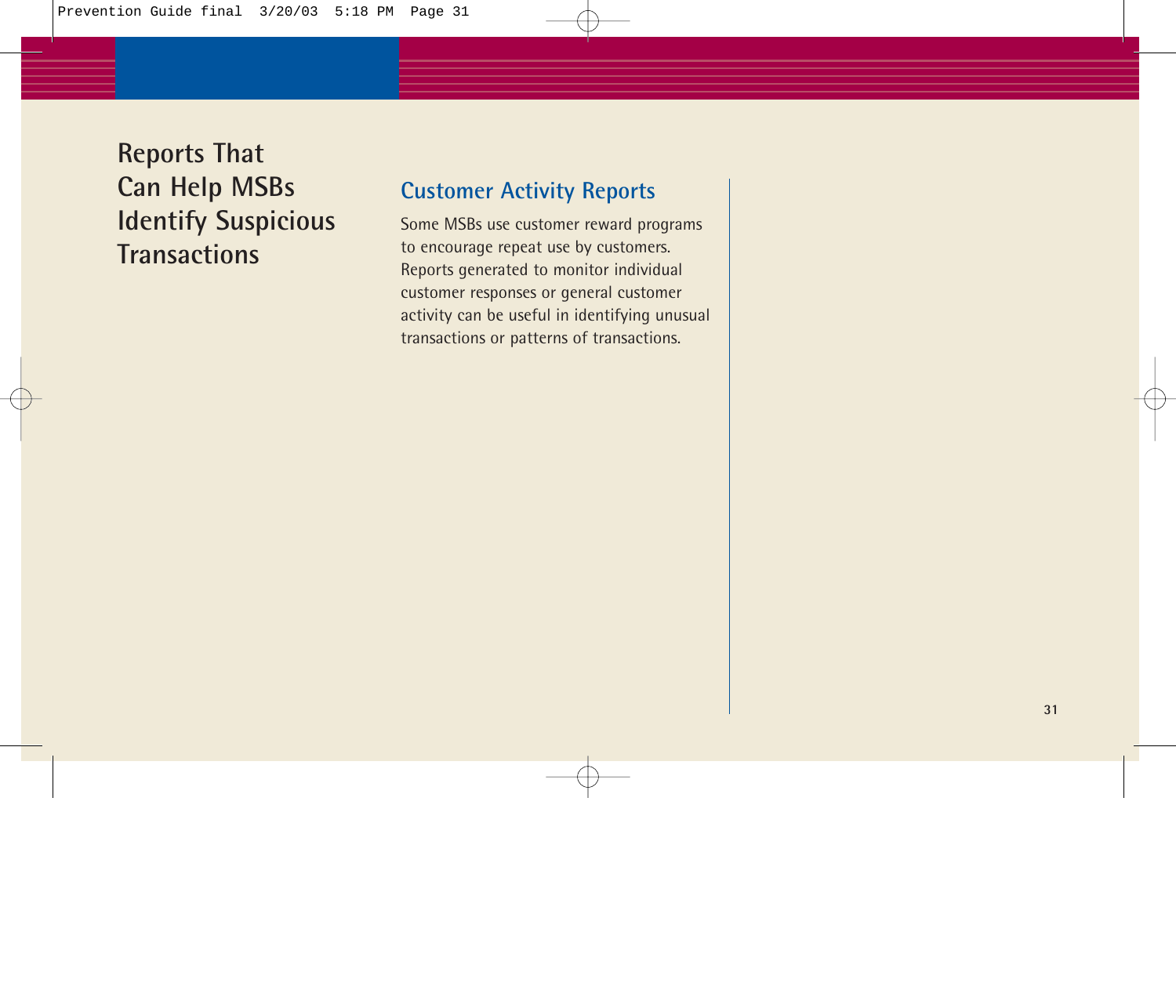# Reports That Can Help MSBs Identify Suspicious Transactions

## Customer Activity Reports

Some MSBs use customer reward programs to encourage repeat use by customers. Reports generated to monitor individual customer responses or general customer activity can be useful in identifying unusual transactions or patterns of transactions.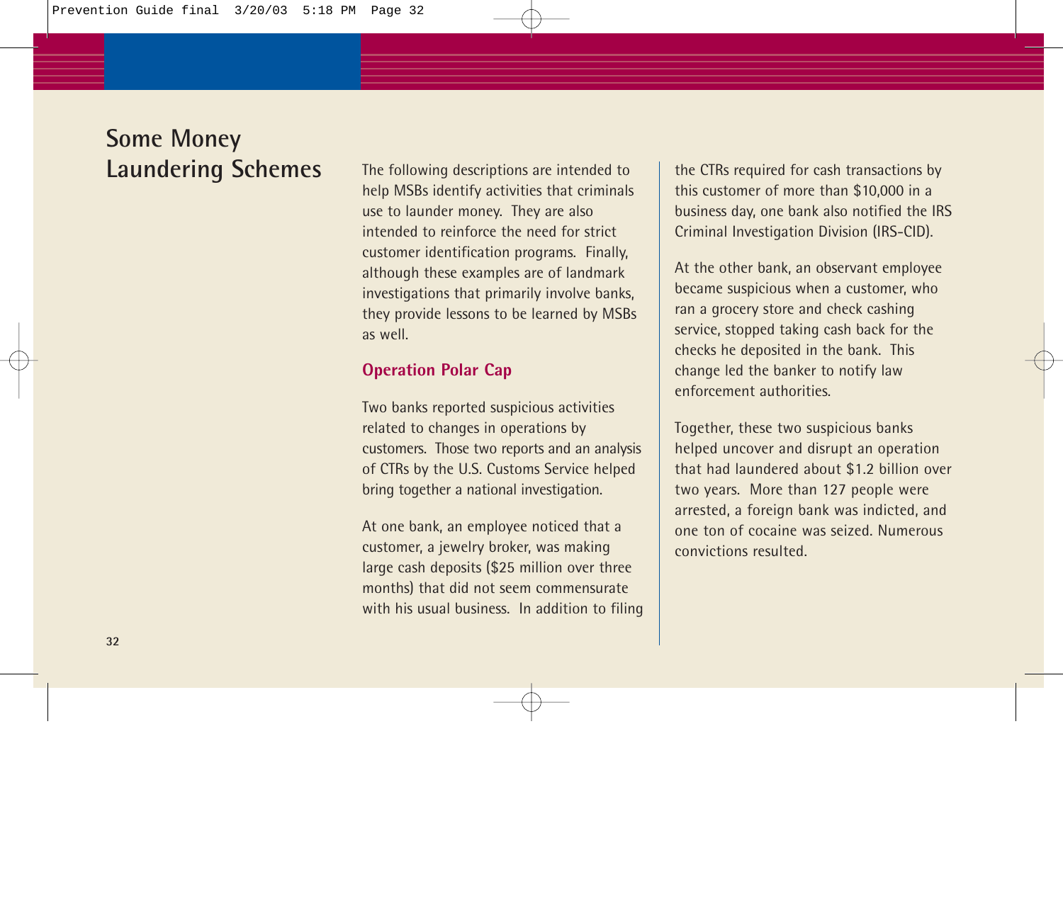# Some Money Laundering Schemes

The following descriptions are intended to help MSBs identify activities that criminals use to launder money. They are also intended to reinforce the need for strict customer identification programs. Finally, although these examples are of landmark investigations that primarily involve banks, they provide lessons to be learned by MSBs as well.

## Operation Polar Cap

Two banks reported suspicious activities related to changes in operations by customers. Those two reports and an analysis of CTRs by the U.S. Customs Service helped bring together a national investigation.

At one bank, an employee noticed that a customer, a jewelry broker, was making large cash deposits ($25 million over three months) that did not seem commensurate with his usual business. In addition to filing the CTRs required for cash transactions by this customer of more than $10,000 in a business day, one bank also notified the IRS Criminal Investigation Division (IRS-CID).

At the other bank, an observant employee became suspicious when a customer, who ran a grocery store and check cashing service, stopped taking cash back for the checks he deposited in the bank. This change led the banker to notify law enforcement authorities.

Together, these two suspicious banks helped uncover and disrupt an operation that had laundered about $1.2 billion over two years. More than 127 people were arrested, a foreign bank was indicted, and one ton of cocaine was seized. Numerous convictions resulted.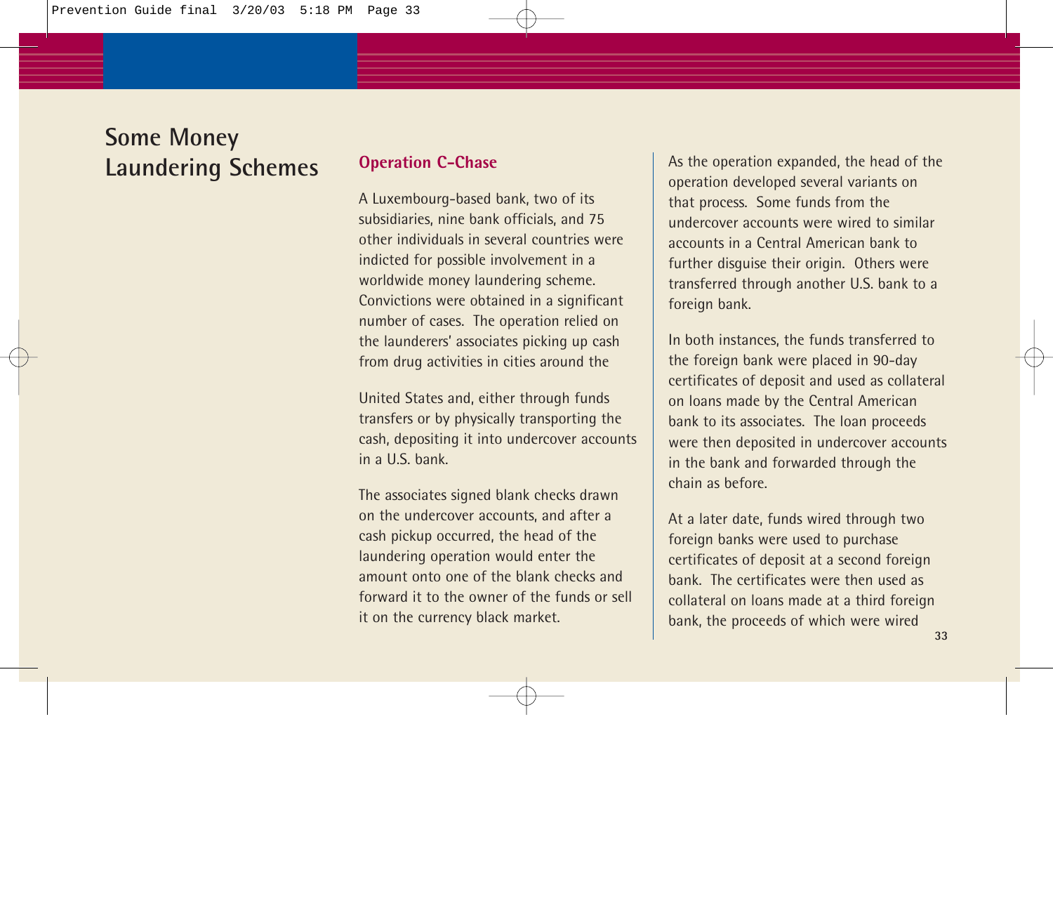# Some Money Laundering Schemes

## Operation C-Chase

A Luxembourg-based bank, two of its subsidiaries, nine bank officials, and 75 other individuals in several countries were indicted for possible involvement in a worldwide money laundering scheme. Convictions were obtained in a significant number of cases. The operation relied on the launderers' associates picking up cash from drug activities in cities around the

United States and, either through funds transfers or by physically transporting the cash, depositing it into undercover accounts in a U.S. bank.

The associates signed blank checks drawn on the undercover accounts, and after a cash pickup occurred, the head of the laundering operation would enter the amount onto one of the blank checks and forward it to the owner of the funds or sell it on the currency black market.

As the operation expanded, the head of the operation developed several variants on that process. Some funds from the undercover accounts were wired to similar accounts in a Central American bank to further disguise their origin. Others were transferred through another U.S. bank to a foreign bank.

In both instances, the funds transferred to the foreign bank were placed in 90-day certificates of deposit and used as collateral on loans made by the Central American bank to its associates. The loan proceeds were then deposited in undercover accounts in the bank and forwarded through the chain as before.

At a later date, funds wired through two foreign banks were used to purchase certificates of deposit at a second foreign bank. The certificates were then used as collateral on loans made at a third foreign bank, the proceeds of which were wired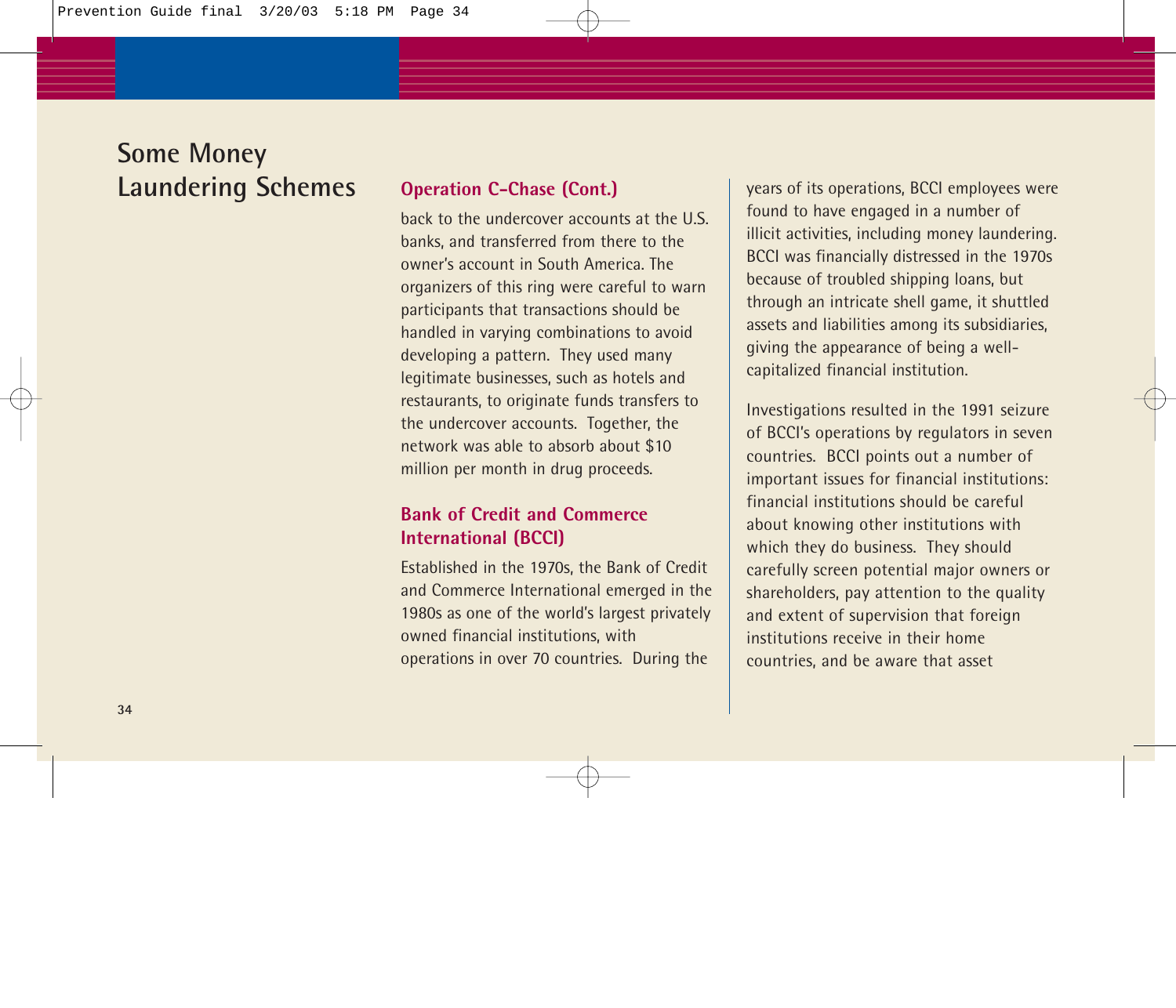## Some Money Laundering Schemes

### Operation C-Chase (Cont.)

back to the undercover accounts at the U.S. banks, and transferred from there to the owner's account in South America. The organizers of this ring were careful to warn participants that transactions should be handled in varying combinations to avoid developing a pattern. They used many legitimate businesses, such as hotels and restaurants, to originate funds transfers to the undercover accounts. Together, the network was able to absorb about $10 million per month in drug proceeds.

### Bank of Credit and Commerce International (BCCI)

Established in the 1970s, the Bank of Credit and Commerce International emerged in the 1980s as one of the world's largest privately owned financial institutions, with operations in over 70 countries. During the years of its operations, BCCI employees were found to have engaged in a number of illicit activities, including money laundering. BCCI was financially distressed in the 1970s because of troubled shipping loans, but through an intricate shell game, it shuttled assets and liabilities among its subsidiaries, giving the appearance of being a well-capitalized financial institution.

Investigations resulted in the 1991 seizure of BCCI's operations by regulators in seven countries. BCCI points out a number of important issues for financial institutions: financial institutions should be careful about knowing other institutions with which they do business. They should carefully screen potential major owners or shareholders, pay attention to the quality and extent of supervision that foreign institutions receive in their home countries, and be aware that asset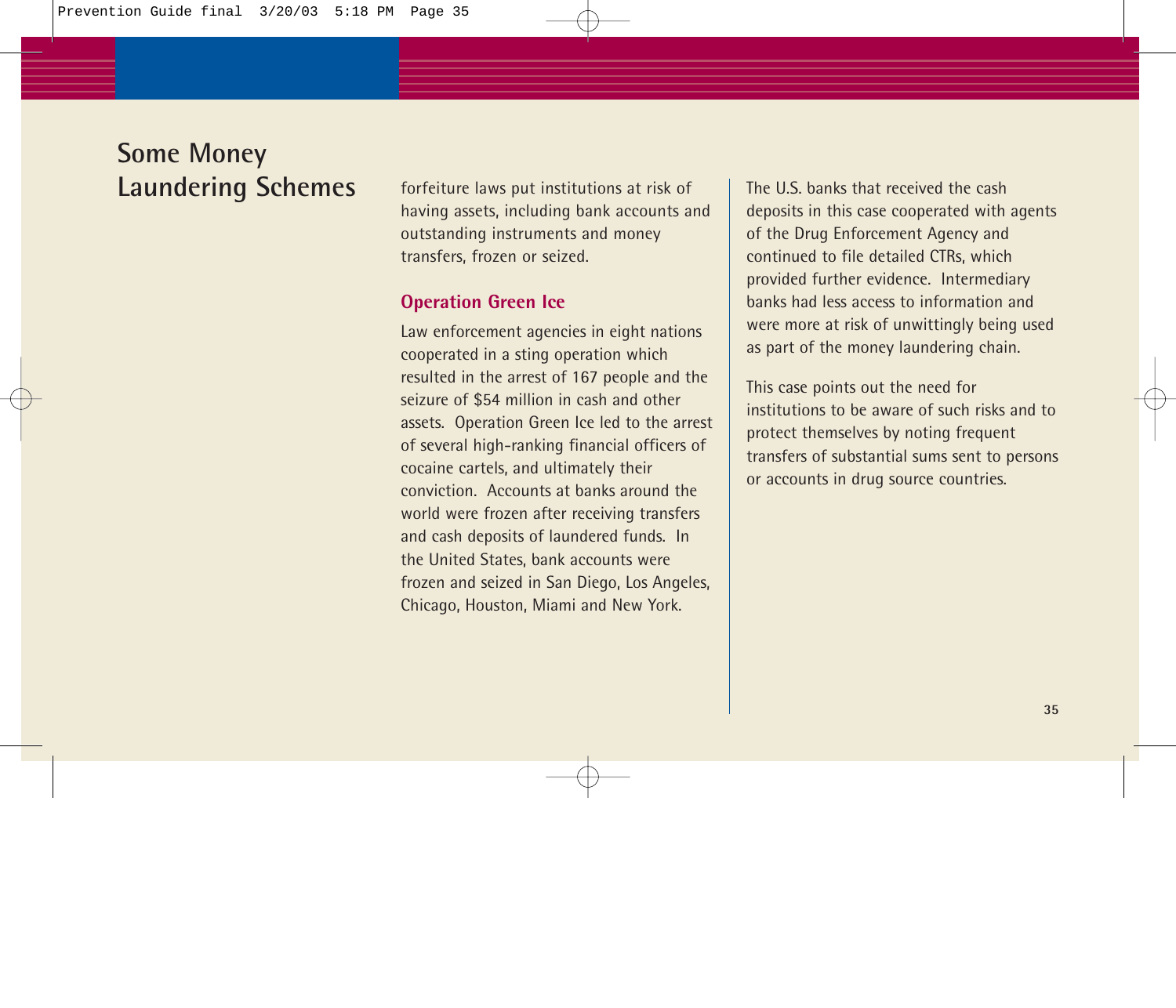# Some Money Laundering Schemes

forfeiture laws put institutions at risk of having assets, including bank accounts and outstanding instruments and money transfers, frozen or seized.

### Operation Green Ice

Law enforcement agencies in eight nations cooperated in a sting operation which resulted in the arrest of 167 people and the seizure of $54 million in cash and other assets. Operation Green Ice led to the arrest of several high-ranking financial officers of cocaine cartels, and ultimately their conviction. Accounts at banks around the world were frozen after receiving transfers and cash deposits of laundered funds. In the United States, bank accounts were frozen and seized in San Diego, Los Angeles, Chicago, Houston, Miami and New York.

The U.S. banks that received the cash deposits in this case cooperated with agents of the Drug Enforcement Agency and continued to file detailed CTRs, which provided further evidence. Intermediary banks had less access to information and were more at risk of unwittingly being used as part of the money laundering chain.

This case points out the need for institutions to be aware of such risks and to protect themselves by noting frequent transfers of substantial sums sent to persons or accounts in drug source countries.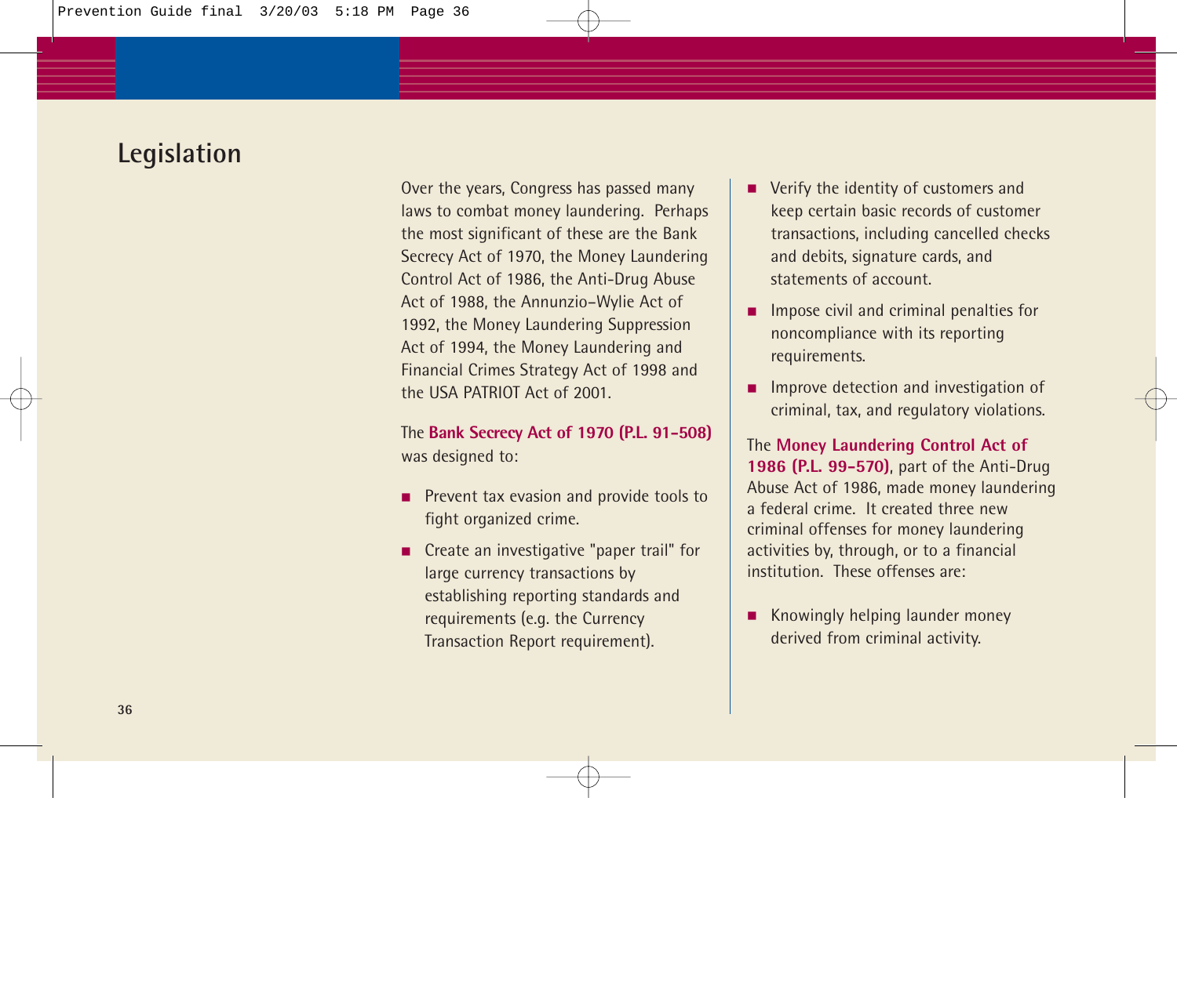# Legislation

Over the years, Congress has passed many laws to combat money laundering. Perhaps the most significant of these are the Bank Secrecy Act of 1970, the Money Laundering Control Act of 1986, the Anti-Drug Abuse Act of 1988, the Annunzio-Wylie Act of 1992, the Money Laundering Suppression Act of 1994, the Money Laundering and Financial Crimes Strategy Act of 1998 and the USA PATRIOT Act of 2001.

The **Bank Secrecy Act of 1970 (P.L. 91-508)** was designed to:

- Prevent tax evasion and provide tools to fight organized crime.
- Create an investigative "paper trail" for large currency transactions by establishing reporting standards and requirements (e.g. the Currency Transaction Report requirement).
- Verify the identity of customers and keep certain basic records of customer transactions, including cancelled checks and debits, signature cards, and statements of account.
- Impose civil and criminal penalties for noncompliance with its reporting requirements.
- Improve detection and investigation of criminal, tax, and regulatory violations.

The **Money Laundering Control Act of 1986 (P.L. 99-570)**, part of the Anti-Drug Abuse Act of 1986, made money laundering a federal crime. It created three new criminal offenses for money laundering activities by, through, or to a financial institution. These offenses are:

- Knowingly helping launder money derived from criminal activity.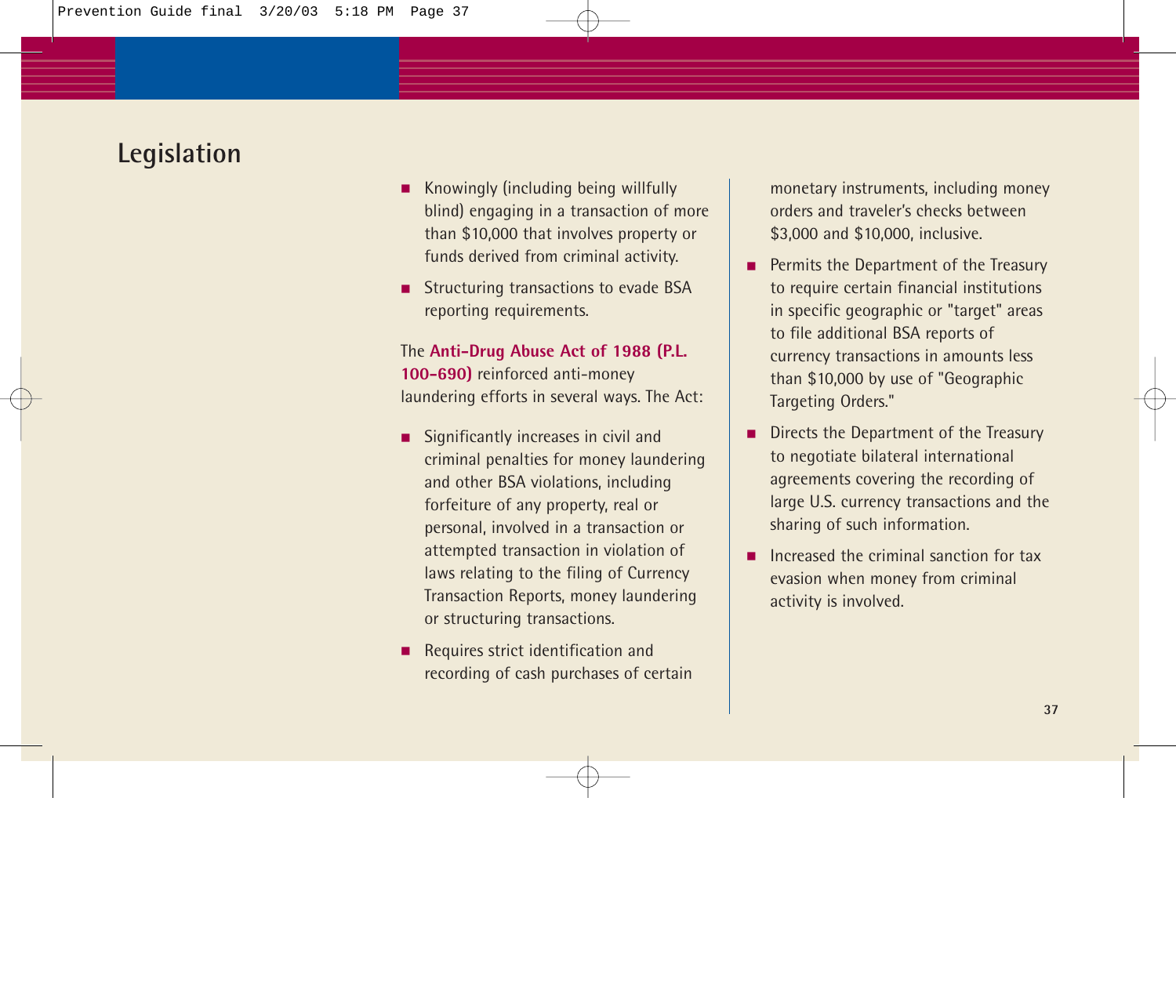## Legislation

- Knowingly (including being willfully blind) engaging in a transaction of more than $10,000 that involves property or funds derived from criminal activity.
- Structuring transactions to evade BSA reporting requirements.

The **Anti-Drug Abuse Act of 1988 (P.L. 100-690)** reinforced anti-money laundering efforts in several ways. The Act:

- Significantly increases in civil and criminal penalties for money laundering and other BSA violations, including forfeiture of any property, real or personal, involved in a transaction or attempted transaction in violation of laws relating to the filing of Currency Transaction Reports, money laundering or structuring transactions.
- Requires strict identification and recording of cash purchases of certain monetary instruments, including money orders and traveler's checks between $3,000 and $10,000, inclusive.
- Permits the Department of the Treasury to require certain financial institutions in specific geographic or "target" areas to file additional BSA reports of currency transactions in amounts less than $10,000 by use of "Geographic Targeting Orders."
- Directs the Department of the Treasury to negotiate bilateral international agreements covering the recording of large U.S. currency transactions and the sharing of such information.
- Increased the criminal sanction for tax evasion when money from criminal activity is involved.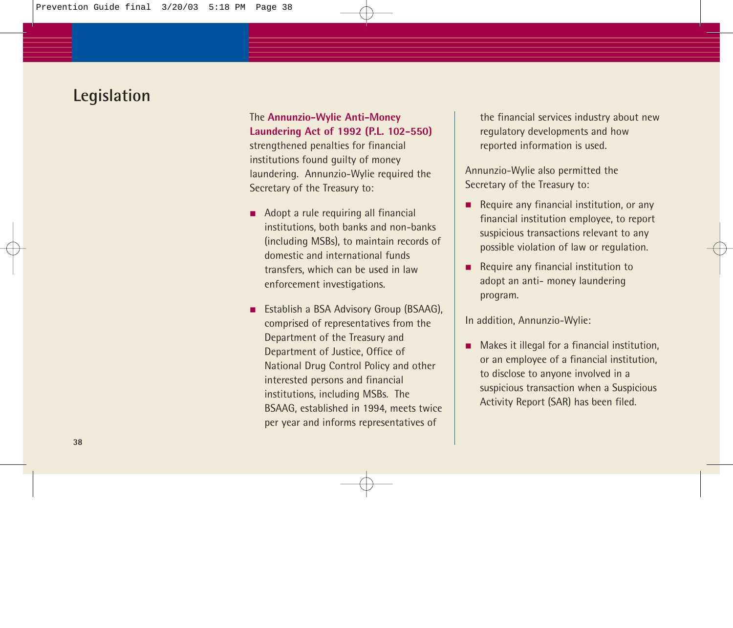# Legislation

The **Annunzio-Wylie Anti-Money Laundering Act of 1992 (P.L. 102-550)** strengthened penalties for financial institutions found guilty of money laundering. Annunzio-Wylie required the Secretary of the Treasury to:

- Adopt a rule requiring all financial institutions, both banks and non-banks (including MSBs), to maintain records of domestic and international funds transfers, which can be used in law enforcement investigations.
- Establish a BSA Advisory Group (BSAAG), comprised of representatives from the Department of the Treasury and Department of Justice, Office of National Drug Control Policy and other interested persons and financial institutions, including MSBs. The BSAAG, established in 1994, meets twice per year and informs representatives of the financial services industry about new regulatory developments and how reported information is used.

Annunzio-Wylie also permitted the Secretary of the Treasury to:

- Require any financial institution, or any financial institution employee, to report suspicious transactions relevant to any possible violation of law or regulation.
- Require any financial institution to adopt an anti- money laundering program.

In addition, Annunzio-Wylie:

- Makes it illegal for a financial institution, or an employee of a financial institution, to disclose to anyone involved in a suspicious transaction when a Suspicious Activity Report (SAR) has been filed.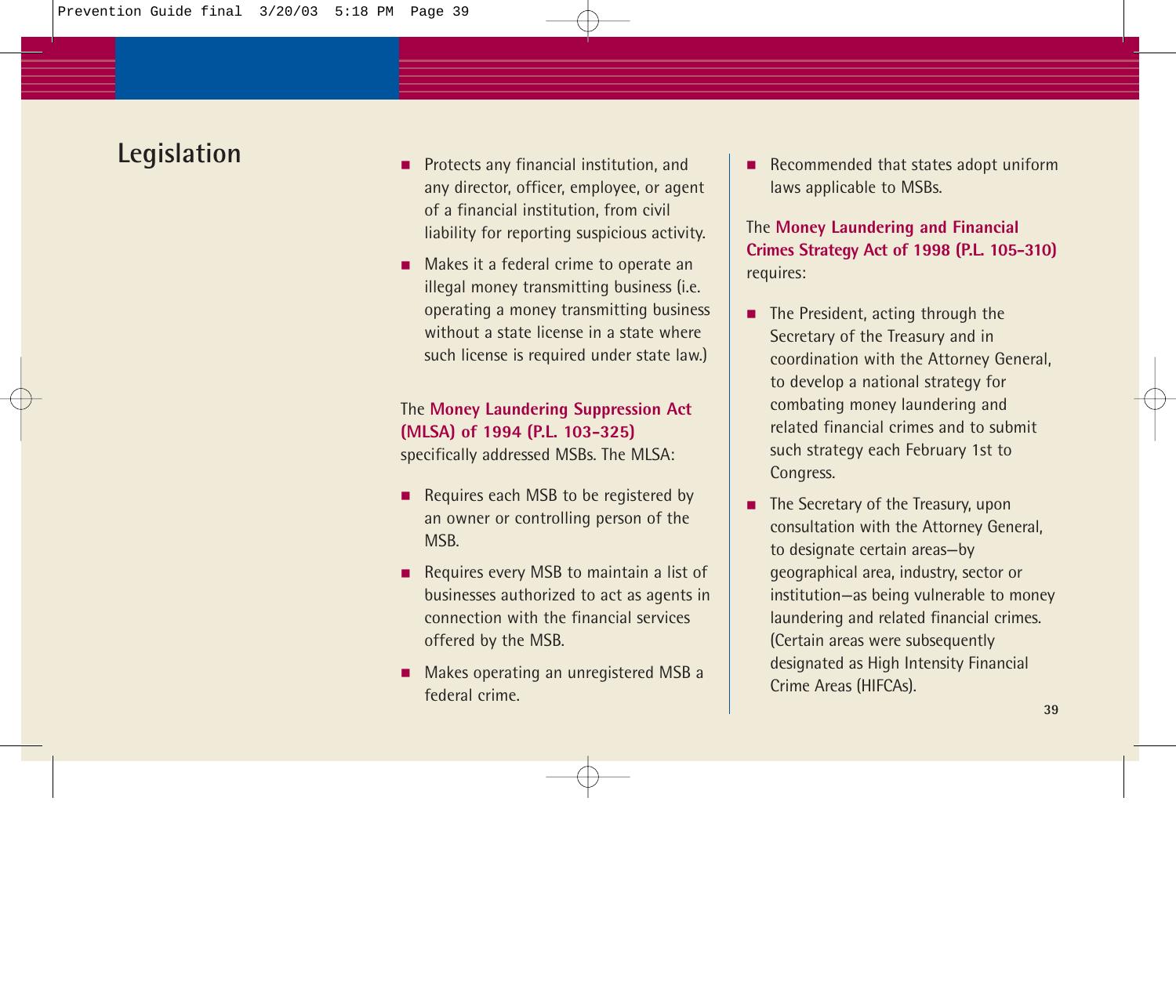## Legislation

- Protects any financial institution, and any director, officer, employee, or agent of a financial institution, from civil liability for reporting suspicious activity.
- Makes it a federal crime to operate an illegal money transmitting business (i.e. operating a money transmitting business without a state license in a state where such license is required under state law.)

The **Money Laundering Suppression Act (MLSA) of 1994 (P.L. 103-325)** specifically addressed MSBs. The MLSA:

- Requires each MSB to be registered by an owner or controlling person of the MSB.
- Requires every MSB to maintain a list of businesses authorized to act as agents in connection with the financial services offered by the MSB.
- Makes operating an unregistered MSB a federal crime.
- Recommended that states adopt uniform laws applicable to MSBs.

The **Money Laundering and Financial Crimes Strategy Act of 1998 (P.L. 105-310)** requires:

- The President, acting through the Secretary of the Treasury and in coordination with the Attorney General, to develop a national strategy for combating money laundering and related financial crimes and to submit such strategy each February 1st to Congress.
- The Secretary of the Treasury, upon consultation with the Attorney General, to designate certain areas—by geographical area, industry, sector or institution—as being vulnerable to money laundering and related financial crimes. (Certain areas were subsequently designated as High Intensity Financial Crime Areas (HIFCAs).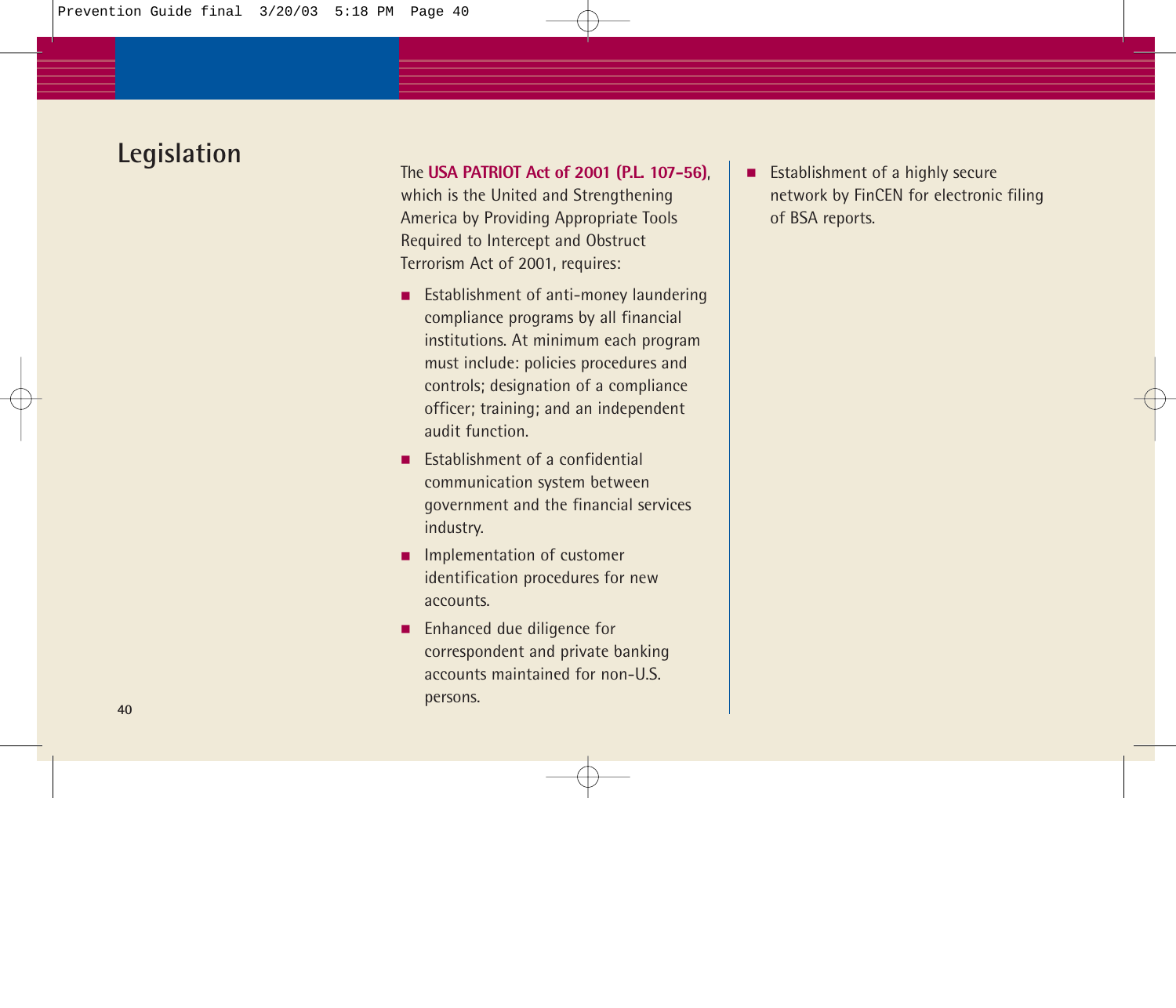# Legislation

The **USA PATRIOT Act of 2001 (P.L. 107-56)**, which is the United and Strengthening America by Providing Appropriate Tools Required to Intercept and Obstruct Terrorism Act of 2001, requires:

- Establishment of anti-money laundering compliance programs by all financial institutions. At minimum each program must include: policies procedures and controls; designation of a compliance officer; training; and an independent audit function.
- Establishment of a confidential communication system between government and the financial services industry.
- Implementation of customer identification procedures for new accounts.
- Enhanced due diligence for correspondent and private banking accounts maintained for non-U.S. persons.
- Establishment of a highly secure network by FinCEN for electronic filing of BSA reports.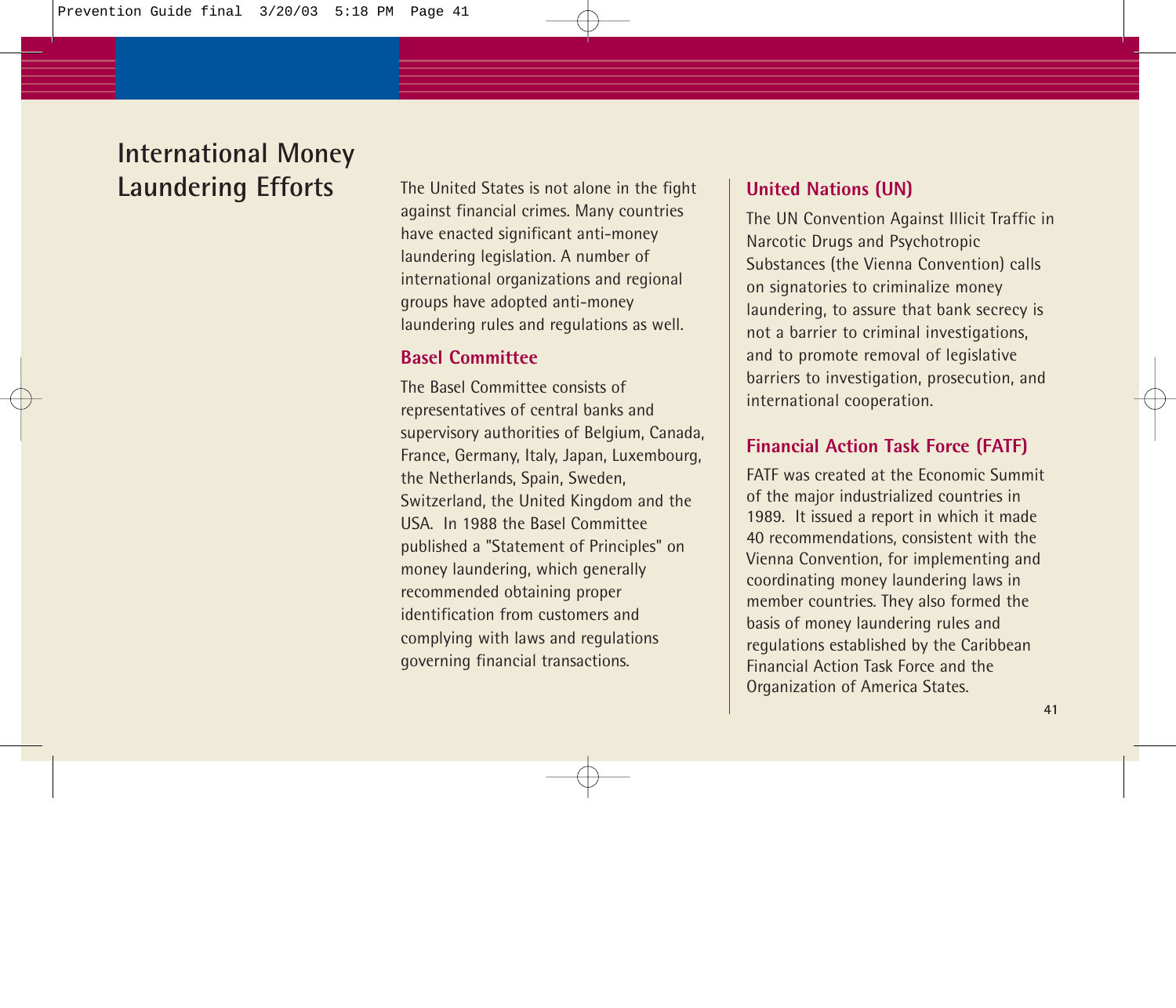# International Money Laundering Efforts

The United States is not alone in the fight against financial crimes. Many countries have enacted significant anti-money laundering legislation. A number of international organizations and regional groups have adopted anti-money laundering rules and regulations as well.

## Basel Committee

The Basel Committee consists of representatives of central banks and supervisory authorities of Belgium, Canada, France, Germany, Italy, Japan, Luxembourg, the Netherlands, Spain, Sweden, Switzerland, the United Kingdom and the USA. In 1988 the Basel Committee published a "Statement of Principles" on money laundering, which generally recommended obtaining proper identification from customers and complying with laws and regulations governing financial transactions.

## United Nations (UN)

The UN Convention Against Illicit Traffic in Narcotic Drugs and Psychotropic Substances (the Vienna Convention) calls on signatories to criminalize money laundering, to assure that bank secrecy is not a barrier to criminal investigations, and to promote removal of legislative barriers to investigation, prosecution, and international cooperation.

## Financial Action Task Force (FATF)

FATF was created at the Economic Summit of the major industrialized countries in 1989. It issued a report in which it made 40 recommendations, consistent with the Vienna Convention, for implementing and coordinating money laundering laws in member countries. They also formed the basis of money laundering rules and regulations established by the Caribbean Financial Action Task Force and the Organization of America States.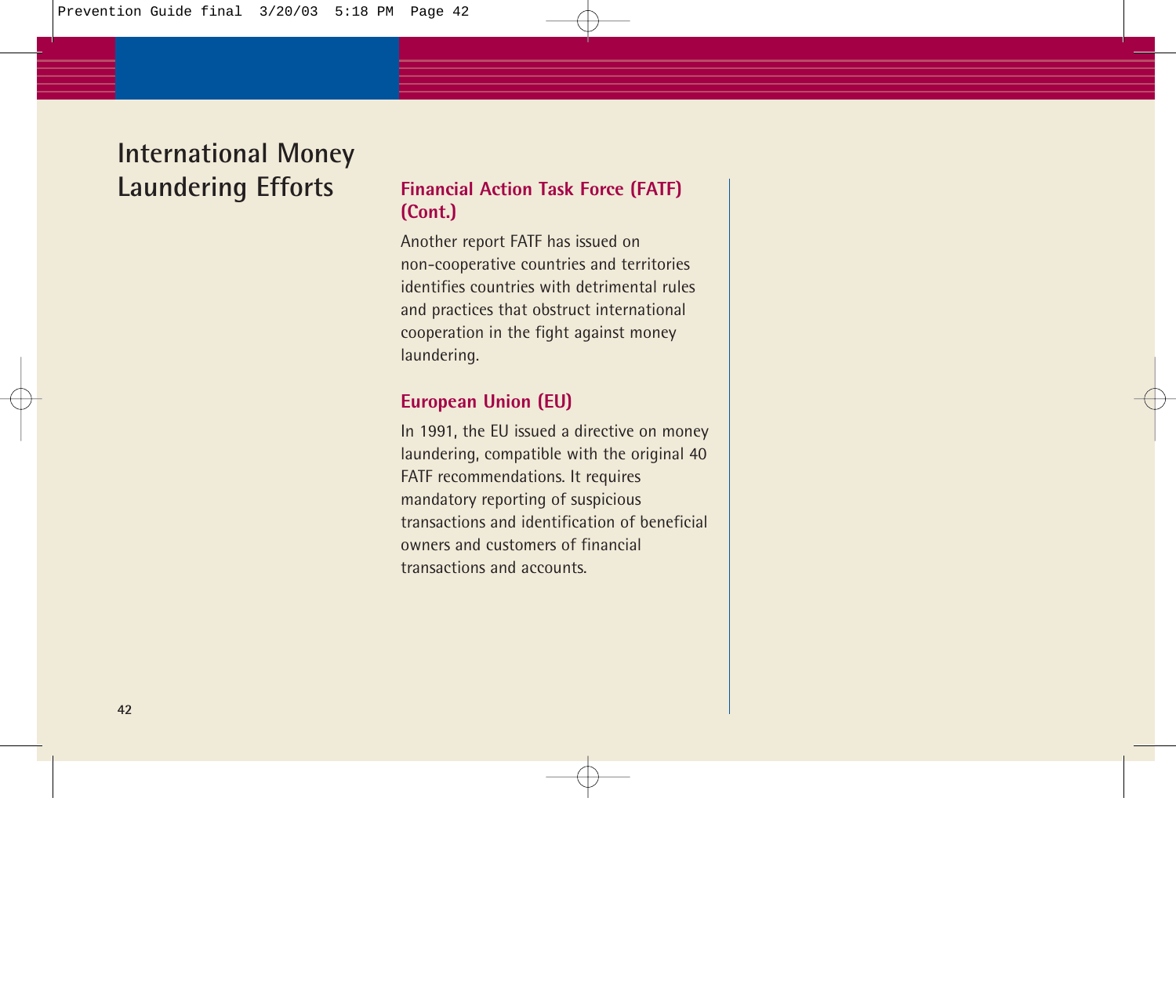# International Money Laundering Efforts

## Financial Action Task Force (FATF) (Cont.)

Another report FATF has issued on non-cooperative countries and territories identifies countries with detrimental rules and practices that obstruct international cooperation in the fight against money laundering.

## European Union (EU)

In 1991, the EU issued a directive on money laundering, compatible with the original 40 FATF recommendations. It requires mandatory reporting of suspicious transactions and identification of beneficial owners and customers of financial transactions and accounts.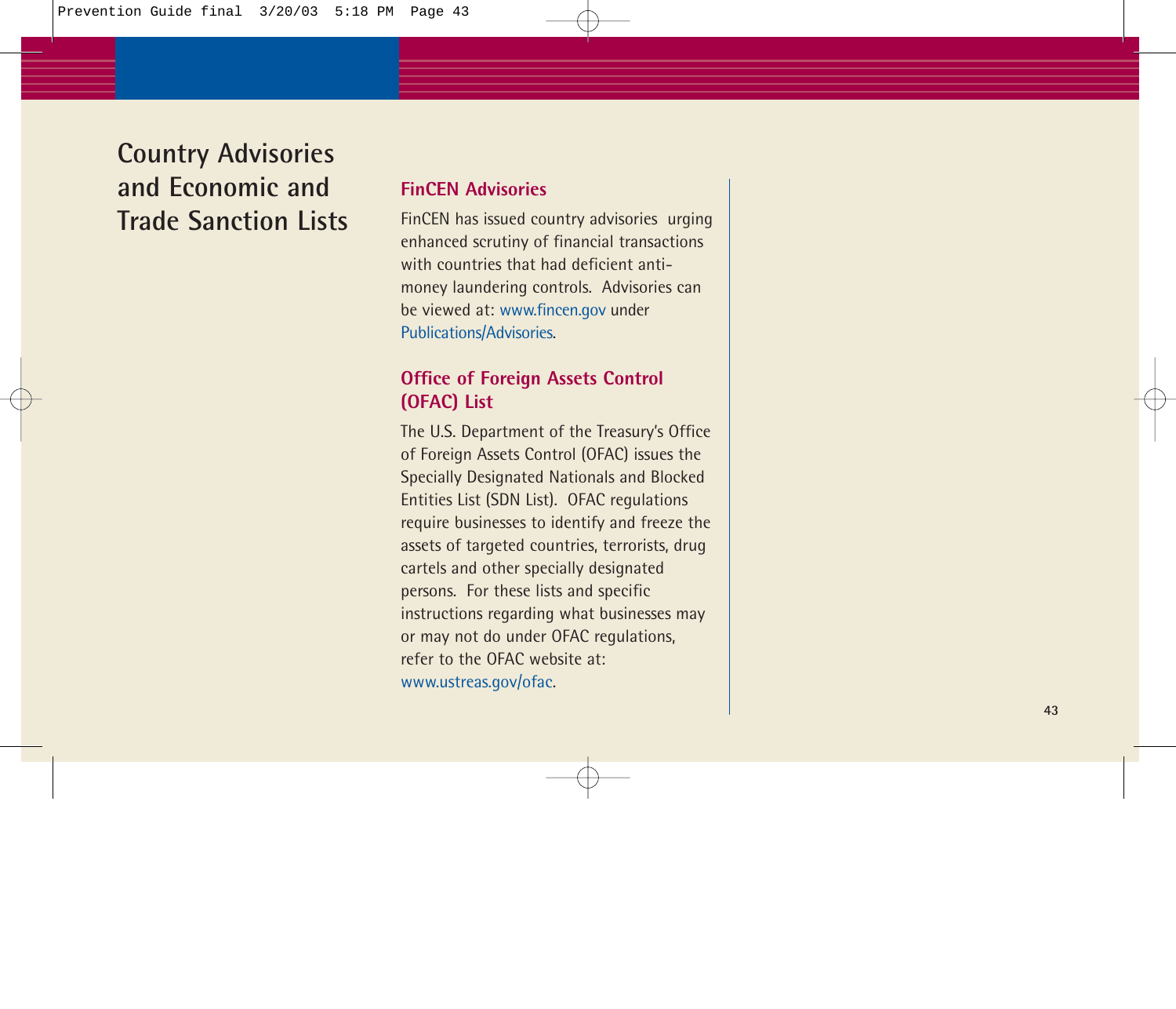# Country Advisories and Economic and Trade Sanction Lists

## FinCEN Advisories

FinCEN has issued country advisories urging enhanced scrutiny of financial transactions with countries that had deficient anti-money laundering controls. Advisories can be viewed at: www.fincen.gov under Publications/Advisories.

## Office of Foreign Assets Control (OFAC) List

The U.S. Department of the Treasury's Office of Foreign Assets Control (OFAC) issues the Specially Designated Nationals and Blocked Entities List (SDN List). OFAC regulations require businesses to identify and freeze the assets of targeted countries, terrorists, drug cartels and other specially designated persons. For these lists and specific instructions regarding what businesses may or may not do under OFAC regulations, refer to the OFAC website at: www.ustreas.gov/ofac.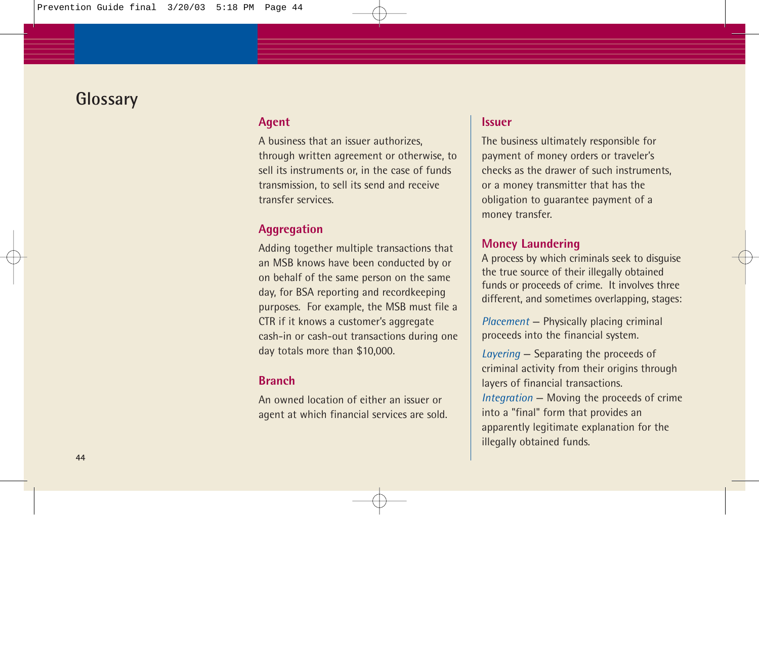# Glossary

## Agent

A business that an issuer authorizes, through written agreement or otherwise, to sell its instruments or, in the case of funds transmission, to sell its send and receive transfer services.

## Aggregation

Adding together multiple transactions that an MSB knows have been conducted by or on behalf of the same person on the same day, for BSA reporting and recordkeeping purposes. For example, the MSB must file a CTR if it knows a customer's aggregate cash-in or cash-out transactions during one day totals more than $10,000.

## Branch

An owned location of either an issuer or agent at which financial services are sold.

## Issuer

The business ultimately responsible for payment of money orders or traveler's checks as the drawer of such instruments, or a money transmitter that has the obligation to guarantee payment of a money transfer.

## Money Laundering

A process by which criminals seek to disguise the true source of their illegally obtained funds or proceeds of crime. It involves three different, and sometimes overlapping, stages:

*Placement* – Physically placing criminal proceeds into the financial system.

*Layering* – Separating the proceeds of criminal activity from their origins through layers of financial transactions.

*Integration* – Moving the proceeds of crime into a "final" form that provides an apparently legitimate explanation for the illegally obtained funds.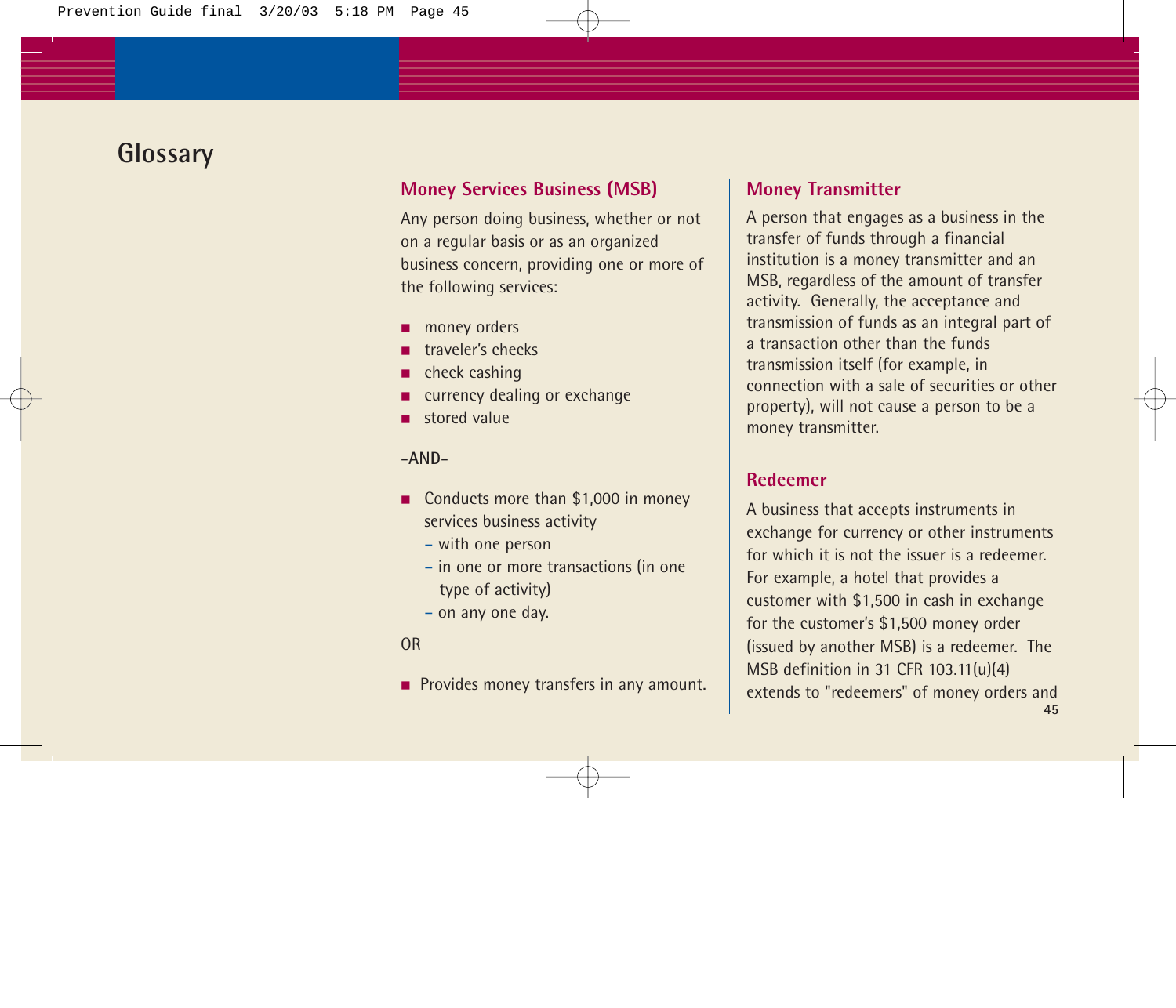# Glossary

### Money Services Business (MSB)

Any person doing business, whether or not on a regular basis or as an organized business concern, providing one or more of the following services:

- money orders
- traveler's checks
- check cashing
- currency dealing or exchange
- stored value

-AND-

- Conducts more than $1,000 in money services business activity
  - with one person
  - in one or more transactions (in one type of activity)
  - on any one day.

OR

- Provides money transfers in any amount.

### Money Transmitter

A person that engages as a business in the transfer of funds through a financial institution is a money transmitter and an MSB, regardless of the amount of transfer activity. Generally, the acceptance and transmission of funds as an integral part of a transaction other than the funds transmission itself (for example, in connection with a sale of securities or other property), will not cause a person to be a money transmitter.

### Redeemer

A business that accepts instruments in exchange for currency or other instruments for which it is not the issuer is a redeemer. For example, a hotel that provides a customer with $1,500 in cash in exchange for the customer's $1,500 money order (issued by another MSB) is a redeemer. The MSB definition in 31 CFR 103.11(u)(4) extends to "redeemers" of money orders and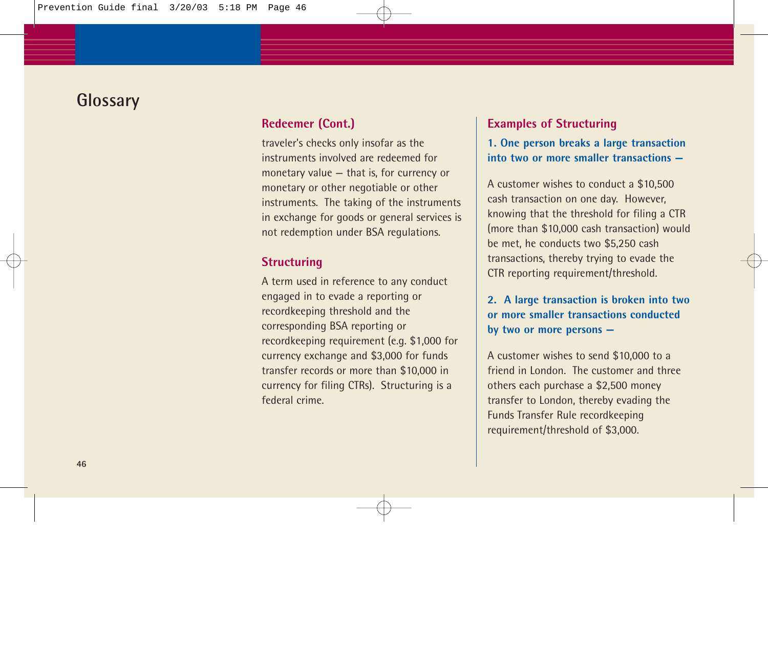# Glossary

### Redeemer (Cont.)

traveler's checks only insofar as the instruments involved are redeemed for monetary value — that is, for currency or monetary or other negotiable or other instruments. The taking of the instruments in exchange for goods or general services is not redemption under BSA regulations.

### Structuring

A term used in reference to any conduct engaged in to evade a reporting or recordkeeping threshold and the corresponding BSA reporting or recordkeeping requirement (e.g. $1,000 for currency exchange and $3,000 for funds transfer records or more than $10,000 in currency for filing CTRs). Structuring is a federal crime.

### Examples of Structuring

**1. One person breaks a large transaction into two or more smaller transactions —**

A customer wishes to conduct a $10,500 cash transaction on one day. However, knowing that the threshold for filing a CTR (more than $10,000 cash transaction) would be met, he conducts two $5,250 cash transactions, thereby trying to evade the CTR reporting requirement/threshold.

**2. A large transaction is broken into two or more smaller transactions conducted by two or more persons —**

A customer wishes to send $10,000 to a friend in London. The customer and three others each purchase a $2,500 money transfer to London, thereby evading the Funds Transfer Rule recordkeeping requirement/threshold of $3,000.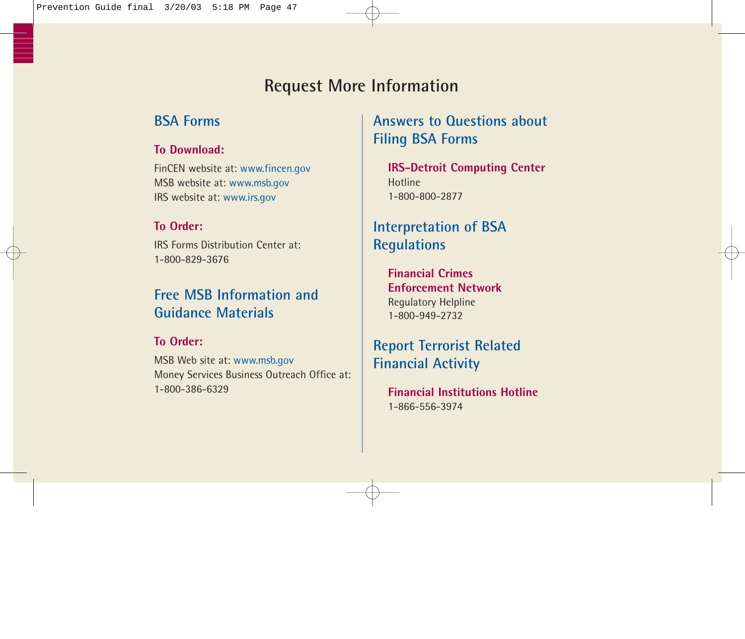# Request More Information

## BSA Forms

**To Download:**

FinCEN website at: www.fincen.gov
MSB website at: www.msb.gov
IRS website at: www.irs.gov

**To Order:**

IRS Forms Distribution Center at:
1-800-829-3676

## Free MSB Information and Guidance Materials

**To Order:**

MSB Web site at: www.msb.gov
Money Services Business Outreach Office at:
1-800-386-6329

## Answers to Questions about Filing BSA Forms

**IRS-Detroit Computing Center**
Hotline
1-800-800-2877

## Interpretation of BSA Regulations

**Financial Crimes Enforcement Network**
Regulatory Helpline
1-800-949-2732

## Report Terrorist Related Financial Activity

**Financial Institutions Hotline**
1-866-556-3974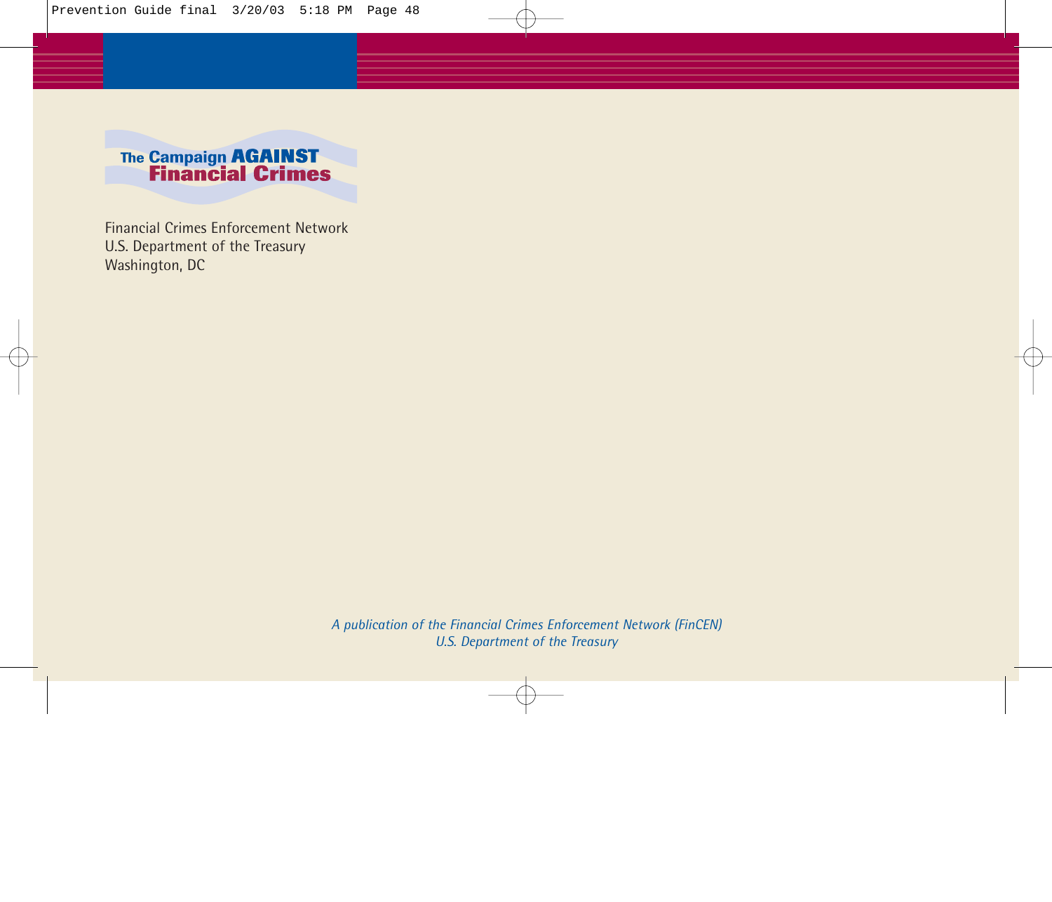The Campaign AGAINST **Financial Crimes**

Financial Crimes Enforcement Network
U.S. Department of the Treasury
Washington, DC

*A publication of the Financial Crimes Enforcement Network (FinCEN)*
*U.S. Department of the Treasury*